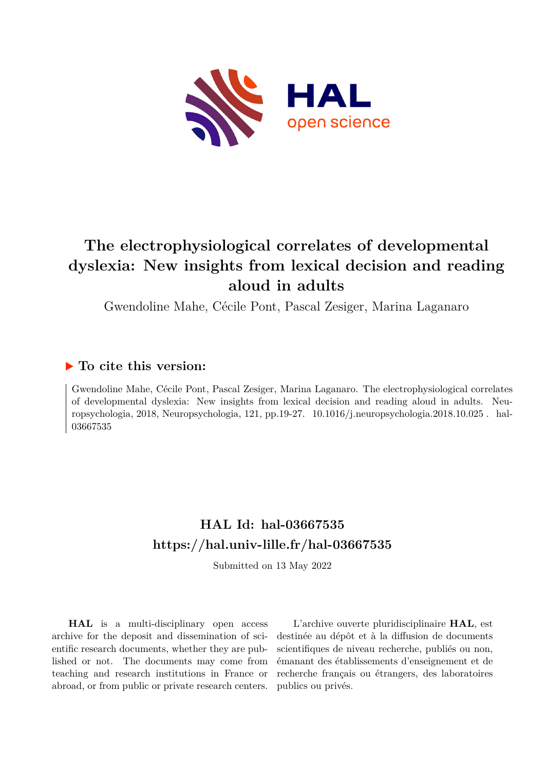# The electrophysiological correlates of developmental dyslexia: New insights from lexical decision and reading aloud in adults

Gwendoline Mahe, Cécile Pont, Pascal Zesiger, Marina Laganaro

## ▶ To cite this version:

Gwendoline Mahe, Cécile Pont, Pascal Zesiger, Marina Laganaro. The electrophysiological correlates of developmental dyslexia: New insights from lexical decision and reading aloud in adults. Neuropsychologia, 2018, Neuropsychologia, 121, pp.19-27. 10.1016/j.neuropsychologia.2018.10.025 . hal-03667535

## HAL Id: hal-03667535
## https://hal.univ-lille.fr/hal-03667535

Submitted on 13 May 2022

**HAL** is a multi-disciplinary open access archive for the deposit and dissemination of scientific research documents, whether they are published or not. The documents may come from teaching and research institutions in France or abroad, or from public or private research centers.

L'archive ouverte pluridisciplinaire **HAL**, est destinée au dépôt et à la diffusion de documents scientifiques de niveau recherche, publiés ou non, émanant des établissements d'enseignement et de recherche français ou étrangers, des laboratoires publics ou privés.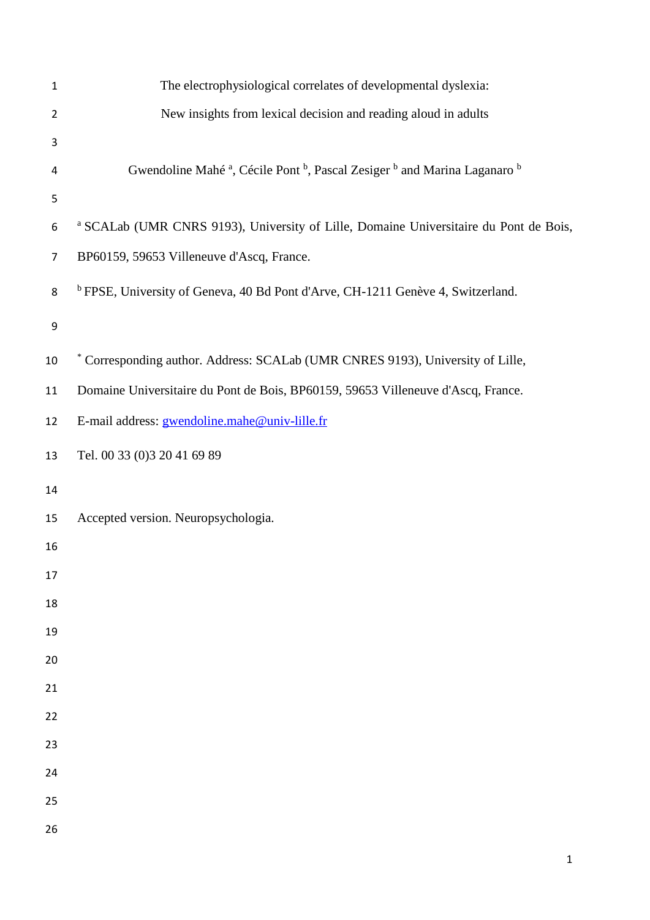# The electrophysiological correlates of developmental dyslexia: New insights from lexical decision and reading aloud in adults

Gwendoline Mahé [a], Cécile Pont [b], Pascal Zesiger [b] and Marina Laganaro [b]

[a] SCALab (UMR CNRS 9193), University of Lille, Domaine Universitaire du Pont de Bois, BP60159, 59653 Villeneuve d'Ascq, France.

[b] FPSE, University of Geneva, 40 Bd Pont d'Arve, CH-1211 Genève 4, Switzerland.

[*] Corresponding author. Address: SCALab (UMR CNRES 9193), University of Lille, Domaine Universitaire du Pont de Bois, BP60159, 59653 Villeneuve d'Ascq, France.

E-mail address: gwendoline.mahe@univ-lille.fr

Tel. 00 33 (0)3 20 41 69 89

Accepted version. Neuropsychologia.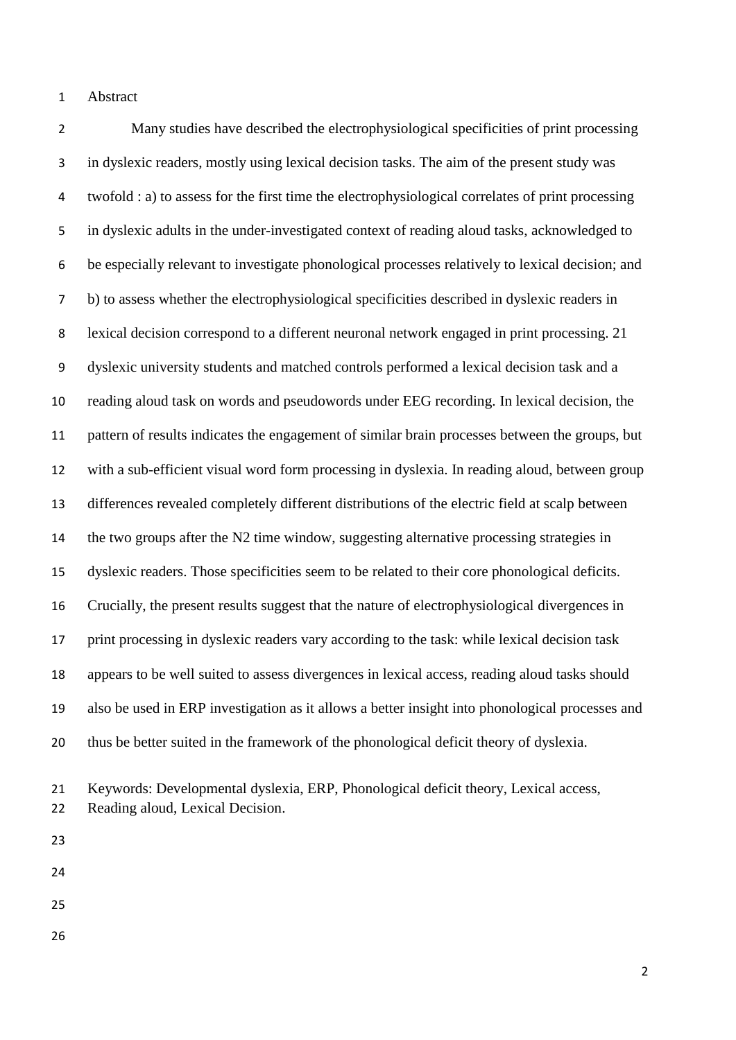## Abstract

Many studies have described the electrophysiological specificities of print processing in dyslexic readers, mostly using lexical decision tasks. The aim of the present study was twofold : a) to assess for the first time the electrophysiological correlates of print processing in dyslexic adults in the under-investigated context of reading aloud tasks, acknowledged to be especially relevant to investigate phonological processes relatively to lexical decision; and b) to assess whether the electrophysiological specificities described in dyslexic readers in lexical decision correspond to a different neuronal network engaged in print processing. 21 dyslexic university students and matched controls performed a lexical decision task and a reading aloud task on words and pseudowords under EEG recording. In lexical decision, the pattern of results indicates the engagement of similar brain processes between the groups, but with a sub-efficient visual word form processing in dyslexia. In reading aloud, between group differences revealed completely different distributions of the electric field at scalp between the two groups after the N2 time window, suggesting alternative processing strategies in dyslexic readers. Those specificities seem to be related to their core phonological deficits. Crucially, the present results suggest that the nature of electrophysiological divergences in print processing in dyslexic readers vary according to the task: while lexical decision task appears to be well suited to assess divergences in lexical access, reading aloud tasks should also be used in ERP investigation as it allows a better insight into phonological processes and thus be better suited in the framework of the phonological deficit theory of dyslexia.

Keywords: Developmental dyslexia, ERP, Phonological deficit theory, Lexical access, Reading aloud, Lexical Decision.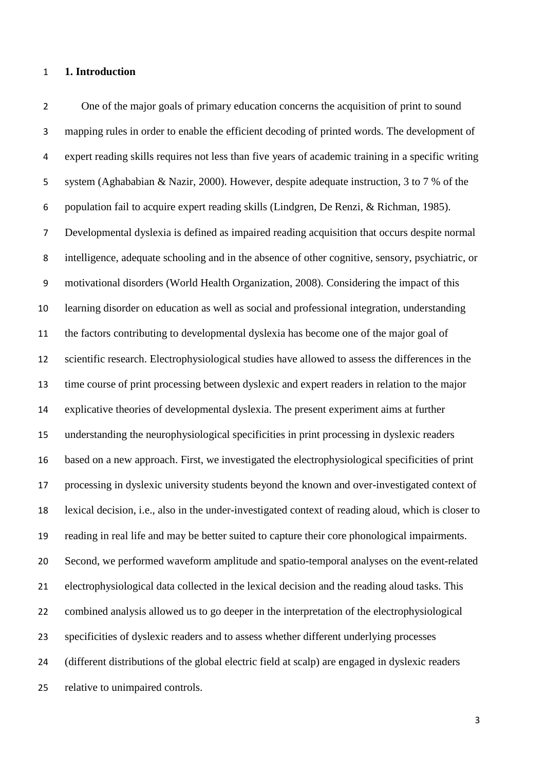# 1. Introduction

One of the major goals of primary education concerns the acquisition of print to sound mapping rules in order to enable the efficient decoding of printed words. The development of expert reading skills requires not less than five years of academic training in a specific writing system (Aghababian & Nazir, 2000). However, despite adequate instruction, 3 to 7 % of the population fail to acquire expert reading skills (Lindgren, De Renzi, & Richman, 1985). Developmental dyslexia is defined as impaired reading acquisition that occurs despite normal intelligence, adequate schooling and in the absence of other cognitive, sensory, psychiatric, or motivational disorders (World Health Organization, 2008). Considering the impact of this learning disorder on education as well as social and professional integration, understanding the factors contributing to developmental dyslexia has become one of the major goal of scientific research. Electrophysiological studies have allowed to assess the differences in the time course of print processing between dyslexic and expert readers in relation to the major explicative theories of developmental dyslexia. The present experiment aims at further understanding the neurophysiological specificities in print processing in dyslexic readers based on a new approach. First, we investigated the electrophysiological specificities of print processing in dyslexic university students beyond the known and over-investigated context of lexical decision, i.e., also in the under-investigated context of reading aloud, which is closer to reading in real life and may be better suited to capture their core phonological impairments. Second, we performed waveform amplitude and spatio-temporal analyses on the event-related electrophysiological data collected in the lexical decision and the reading aloud tasks. This combined analysis allowed us to go deeper in the interpretation of the electrophysiological specificities of dyslexic readers and to assess whether different underlying processes (different distributions of the global electric field at scalp) are engaged in dyslexic readers relative to unimpaired controls.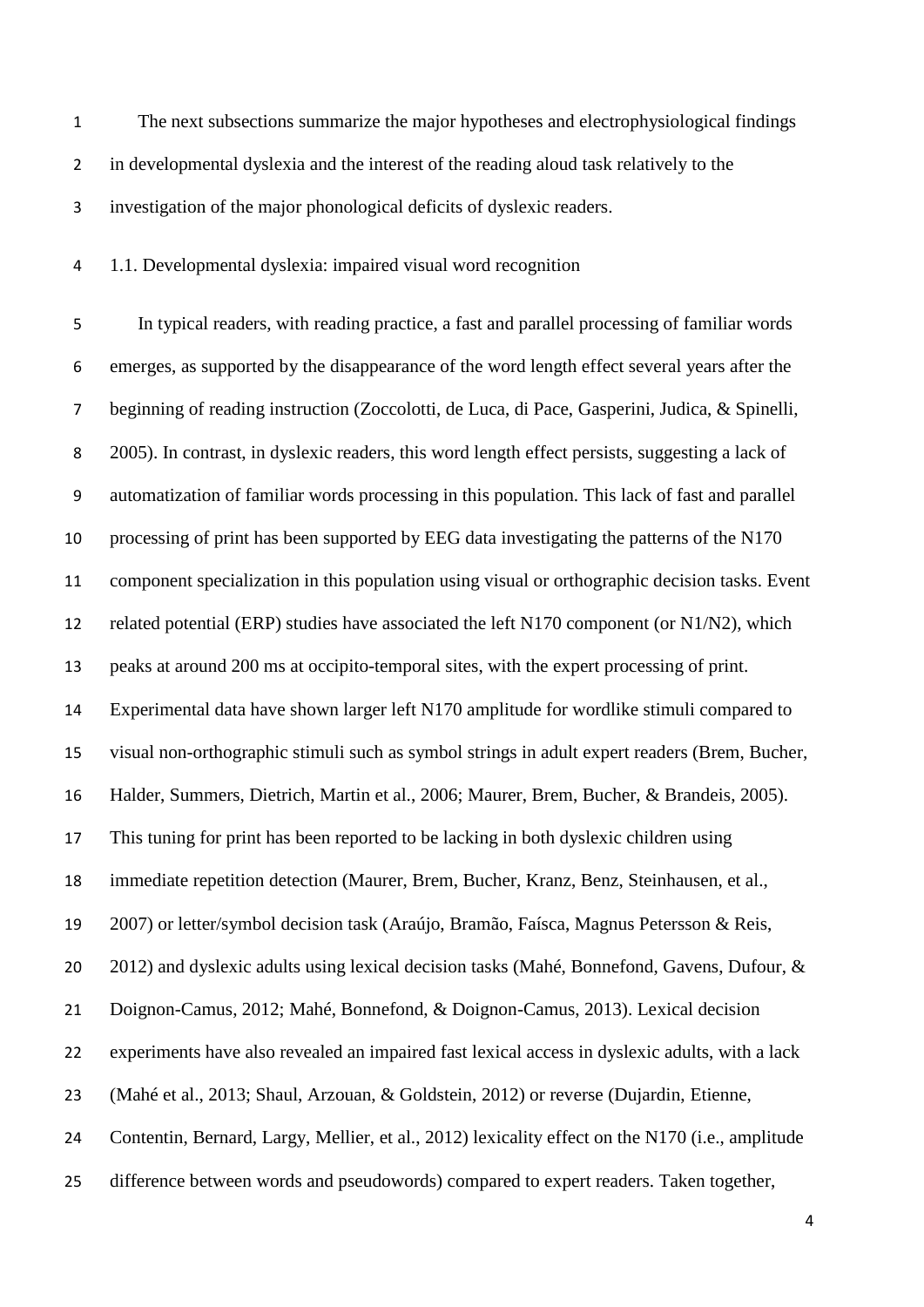The next subsections summarize the major hypotheses and electrophysiological findings in developmental dyslexia and the interest of the reading aloud task relatively to the investigation of the major phonological deficits of dyslexic readers.

### 1.1. Developmental dyslexia: impaired visual word recognition

In typical readers, with reading practice, a fast and parallel processing of familiar words emerges, as supported by the disappearance of the word length effect several years after the beginning of reading instruction (Zoccolotti, de Luca, di Pace, Gasperini, Judica, & Spinelli, 2005). In contrast, in dyslexic readers, this word length effect persists, suggesting a lack of automatization of familiar words processing in this population. This lack of fast and parallel processing of print has been supported by EEG data investigating the patterns of the N170 component specialization in this population using visual or orthographic decision tasks. Event related potential (ERP) studies have associated the left N170 component (or N1/N2), which peaks at around 200 ms at occipito-temporal sites, with the expert processing of print. Experimental data have shown larger left N170 amplitude for wordlike stimuli compared to visual non-orthographic stimuli such as symbol strings in adult expert readers (Brem, Bucher, Halder, Summers, Dietrich, Martin et al., 2006; Maurer, Brem, Bucher, & Brandeis, 2005). This tuning for print has been reported to be lacking in both dyslexic children using immediate repetition detection (Maurer, Brem, Bucher, Kranz, Benz, Steinhausen, et al., 2007) or letter/symbol decision task (Araújo, Bramão, Faísca, Magnus Petersson & Reis, 2012) and dyslexic adults using lexical decision tasks (Mahé, Bonnefond, Gavens, Dufour, & Doignon-Camus, 2012; Mahé, Bonnefond, & Doignon-Camus, 2013). Lexical decision experiments have also revealed an impaired fast lexical access in dyslexic adults, with a lack (Mahé et al., 2013; Shaul, Arzouan, & Goldstein, 2012) or reverse (Dujardin, Etienne, Contentin, Bernard, Largy, Mellier, et al., 2012) lexicality effect on the N170 (i.e., amplitude difference between words and pseudowords) compared to expert readers. Taken together,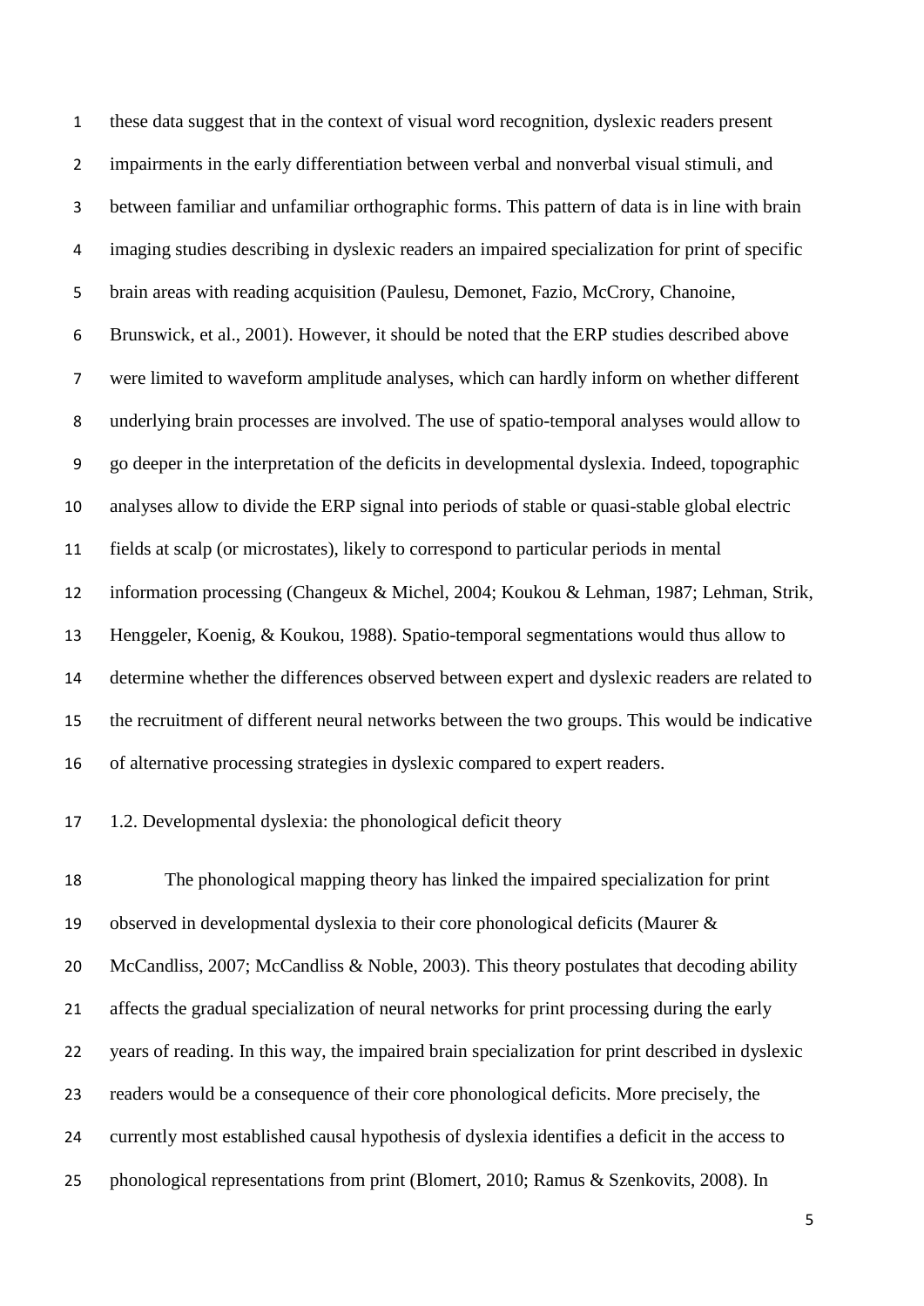these data suggest that in the context of visual word recognition, dyslexic readers present impairments in the early differentiation between verbal and nonverbal visual stimuli, and between familiar and unfamiliar orthographic forms. This pattern of data is in line with brain imaging studies describing in dyslexic readers an impaired specialization for print of specific brain areas with reading acquisition (Paulesu, Demonet, Fazio, McCrory, Chanoine, Brunswick, et al., 2001). However, it should be noted that the ERP studies described above were limited to waveform amplitude analyses, which can hardly inform on whether different underlying brain processes are involved. The use of spatio-temporal analyses would allow to go deeper in the interpretation of the deficits in developmental dyslexia. Indeed, topographic analyses allow to divide the ERP signal into periods of stable or quasi-stable global electric fields at scalp (or microstates), likely to correspond to particular periods in mental information processing (Changeux & Michel, 2004; Koukou & Lehman, 1987; Lehman, Strik, Henggeler, Koenig, & Koukou, 1988). Spatio-temporal segmentations would thus allow to determine whether the differences observed between expert and dyslexic readers are related to the recruitment of different neural networks between the two groups. This would be indicative of alternative processing strategies in dyslexic compared to expert readers.

### 1.2. Developmental dyslexia: the phonological deficit theory

The phonological mapping theory has linked the impaired specialization for print observed in developmental dyslexia to their core phonological deficits (Maurer & McCandliss, 2007; McCandliss & Noble, 2003). This theory postulates that decoding ability affects the gradual specialization of neural networks for print processing during the early years of reading. In this way, the impaired brain specialization for print described in dyslexic readers would be a consequence of their core phonological deficits. More precisely, the currently most established causal hypothesis of dyslexia identifies a deficit in the access to phonological representations from print (Blomert, 2010; Ramus & Szenkovits, 2008). In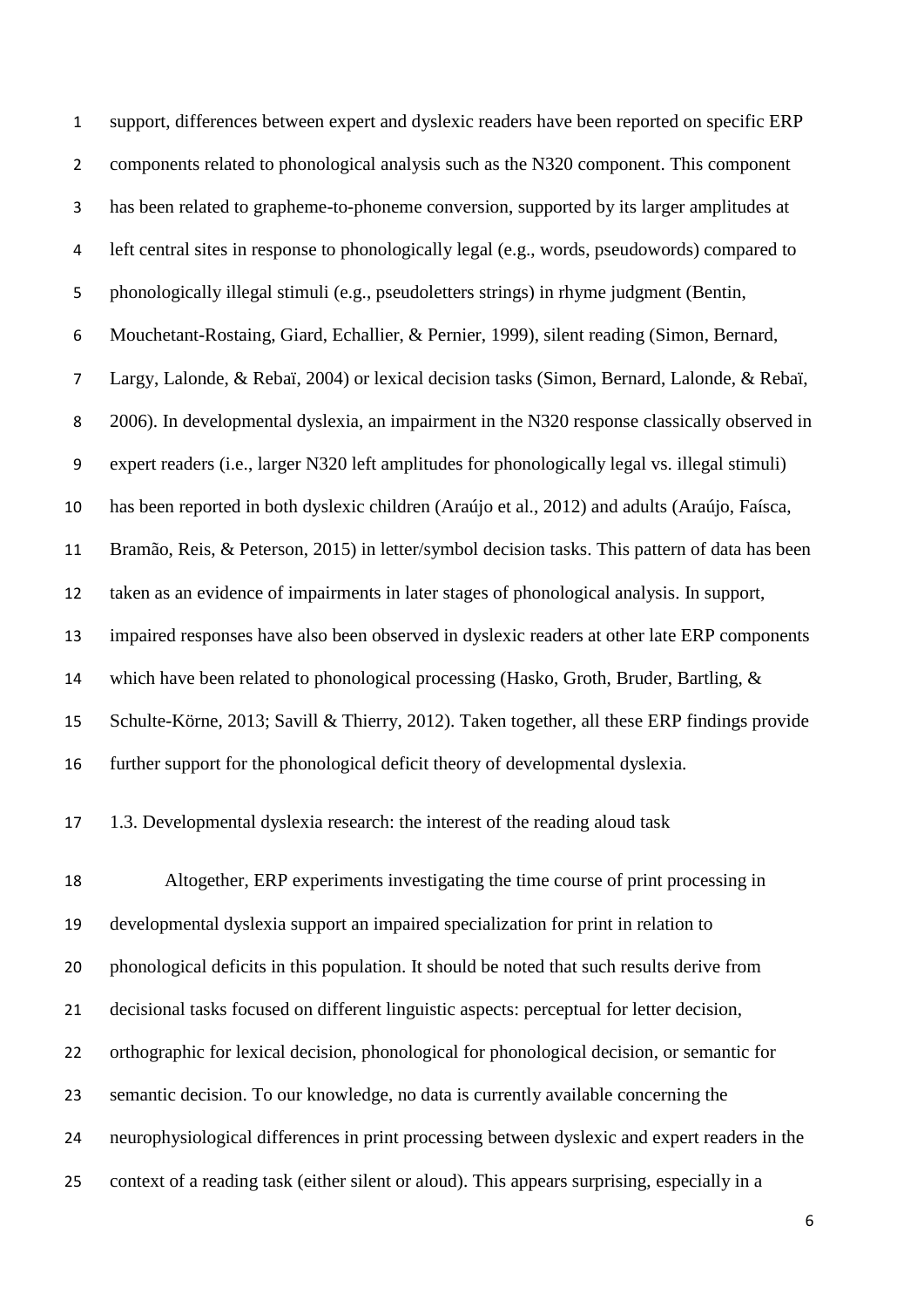support, differences between expert and dyslexic readers have been reported on specific ERP components related to phonological analysis such as the N320 component. This component has been related to grapheme-to-phoneme conversion, supported by its larger amplitudes at left central sites in response to phonologically legal (e.g., words, pseudowords) compared to phonologically illegal stimuli (e.g., pseudoletters strings) in rhyme judgment (Bentin, Mouchetant-Rostaing, Giard, Echallier, & Pernier, 1999), silent reading (Simon, Bernard, Largy, Lalonde, & Rebaï, 2004) or lexical decision tasks (Simon, Bernard, Lalonde, & Rebaï, 2006). In developmental dyslexia, an impairment in the N320 response classically observed in expert readers (i.e., larger N320 left amplitudes for phonologically legal vs. illegal stimuli) has been reported in both dyslexic children (Araújo et al., 2012) and adults (Araújo, Faísca, Bramão, Reis, & Peterson, 2015) in letter/symbol decision tasks. This pattern of data has been taken as an evidence of impairments in later stages of phonological analysis. In support, impaired responses have also been observed in dyslexic readers at other late ERP components which have been related to phonological processing (Hasko, Groth, Bruder, Bartling, & Schulte-Körne, 2013; Savill & Thierry, 2012). Taken together, all these ERP findings provide further support for the phonological deficit theory of developmental dyslexia.

### 1.3. Developmental dyslexia research: the interest of the reading aloud task

Altogether, ERP experiments investigating the time course of print processing in developmental dyslexia support an impaired specialization for print in relation to phonological deficits in this population. It should be noted that such results derive from decisional tasks focused on different linguistic aspects: perceptual for letter decision, orthographic for lexical decision, phonological for phonological decision, or semantic for semantic decision. To our knowledge, no data is currently available concerning the neurophysiological differences in print processing between dyslexic and expert readers in the context of a reading task (either silent or aloud). This appears surprising, especially in a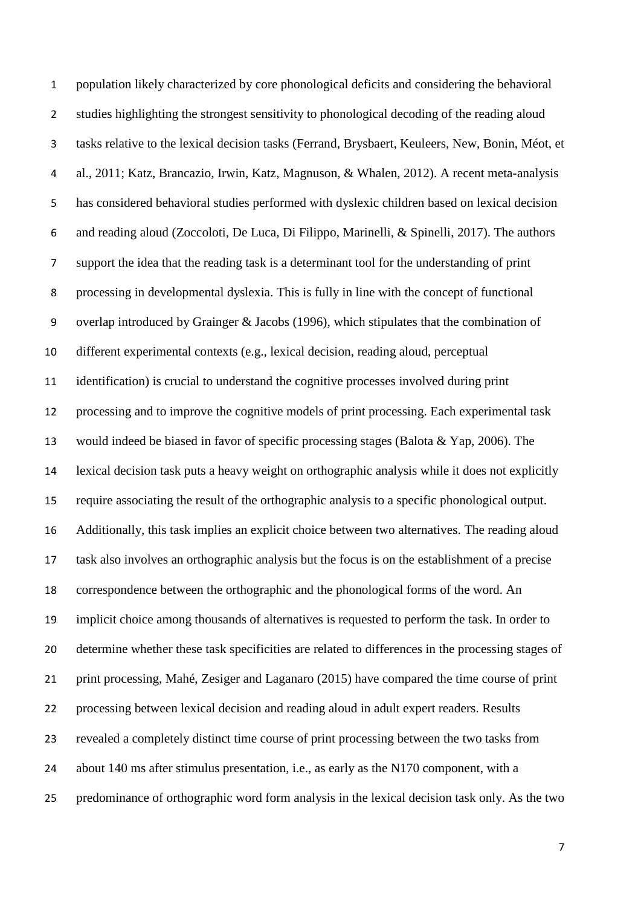population likely characterized by core phonological deficits and considering the behavioral studies highlighting the strongest sensitivity to phonological decoding of the reading aloud tasks relative to the lexical decision tasks (Ferrand, Brysbaert, Keuleers, New, Bonin, Méot, et al., 2011; Katz, Brancazio, Irwin, Katz, Magnuson, & Whalen, 2012). A recent meta-analysis has considered behavioral studies performed with dyslexic children based on lexical decision and reading aloud (Zoccoloti, De Luca, Di Filippo, Marinelli, & Spinelli, 2017). The authors support the idea that the reading task is a determinant tool for the understanding of print processing in developmental dyslexia. This is fully in line with the concept of functional overlap introduced by Grainger & Jacobs (1996), which stipulates that the combination of different experimental contexts (e.g., lexical decision, reading aloud, perceptual identification) is crucial to understand the cognitive processes involved during print processing and to improve the cognitive models of print processing. Each experimental task would indeed be biased in favor of specific processing stages (Balota & Yap, 2006). The lexical decision task puts a heavy weight on orthographic analysis while it does not explicitly require associating the result of the orthographic analysis to a specific phonological output. Additionally, this task implies an explicit choice between two alternatives. The reading aloud task also involves an orthographic analysis but the focus is on the establishment of a precise correspondence between the orthographic and the phonological forms of the word. An implicit choice among thousands of alternatives is requested to perform the task. In order to determine whether these task specificities are related to differences in the processing stages of print processing, Mahé, Zesiger and Laganaro (2015) have compared the time course of print processing between lexical decision and reading aloud in adult expert readers. Results revealed a completely distinct time course of print processing between the two tasks from about 140 ms after stimulus presentation, i.e., as early as the N170 component, with a predominance of orthographic word form analysis in the lexical decision task only. As the two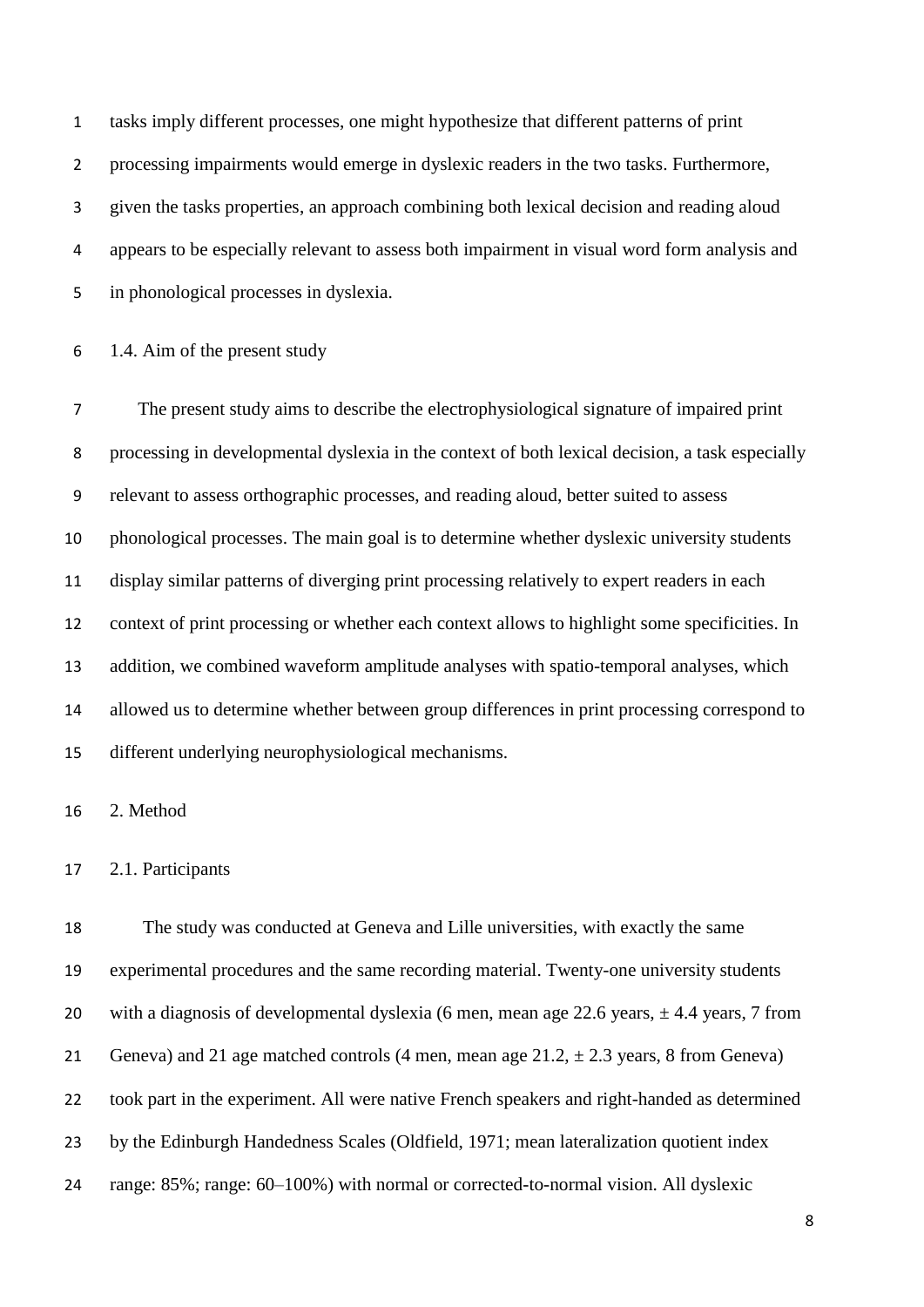tasks imply different processes, one might hypothesize that different patterns of print processing impairments would emerge in dyslexic readers in the two tasks. Furthermore, given the tasks properties, an approach combining both lexical decision and reading aloud appears to be especially relevant to assess both impairment in visual word form analysis and in phonological processes in dyslexia.

### 1.4. Aim of the present study

The present study aims to describe the electrophysiological signature of impaired print processing in developmental dyslexia in the context of both lexical decision, a task especially relevant to assess orthographic processes, and reading aloud, better suited to assess phonological processes. The main goal is to determine whether dyslexic university students display similar patterns of diverging print processing relatively to expert readers in each context of print processing or whether each context allows to highlight some specificities. In addition, we combined waveform amplitude analyses with spatio-temporal analyses, which allowed us to determine whether between group differences in print processing correspond to different underlying neurophysiological mechanisms.

## 2. Method

### 2.1. Participants

The study was conducted at Geneva and Lille universities, with exactly the same experimental procedures and the same recording material. Twenty-one university students with a diagnosis of developmental dyslexia (6 men, mean age 22.6 years, ± 4.4 years, 7 from Geneva) and 21 age matched controls (4 men, mean age 21.2, ± 2.3 years, 8 from Geneva) took part in the experiment. All were native French speakers and right-handed as determined by the Edinburgh Handedness Scales (Oldfield, 1971; mean lateralization quotient index range: 85%; range: 60–100%) with normal or corrected-to-normal vision. All dyslexic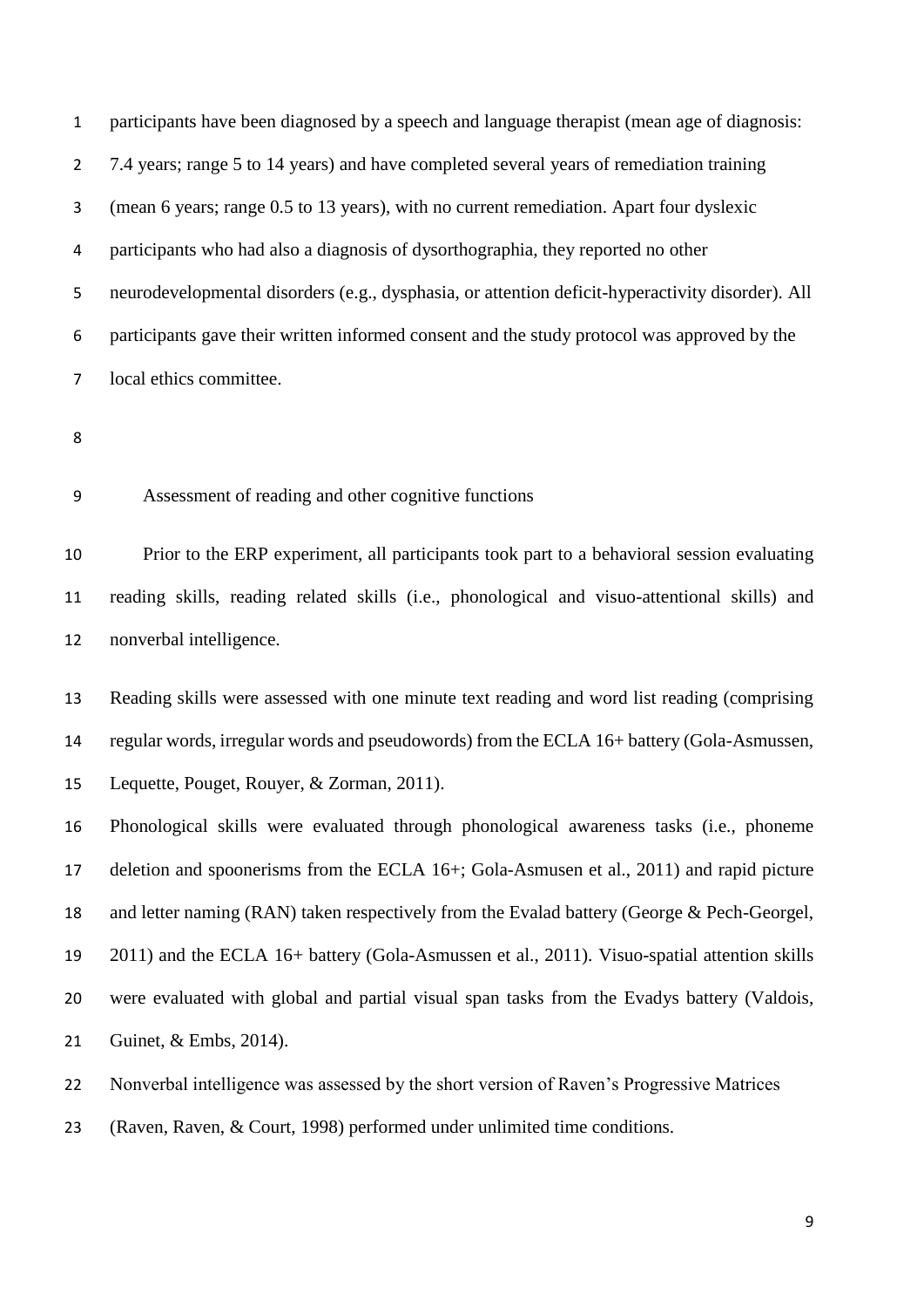participants have been diagnosed by a speech and language therapist (mean age of diagnosis: 7.4 years; range 5 to 14 years) and have completed several years of remediation training (mean 6 years; range 0.5 to 13 years), with no current remediation. Apart four dyslexic participants who had also a diagnosis of dysorthographia, they reported no other neurodevelopmental disorders (e.g., dysphasia, or attention deficit-hyperactivity disorder). All participants gave their written informed consent and the study protocol was approved by the local ethics committee.

## Assessment of reading and other cognitive functions

Prior to the ERP experiment, all participants took part to a behavioral session evaluating reading skills, reading related skills (i.e., phonological and visuo-attentional skills) and nonverbal intelligence.

Reading skills were assessed with one minute text reading and word list reading (comprising regular words, irregular words and pseudowords) from the ECLA 16+ battery (Gola-Asmussen, Lequette, Pouget, Rouyer, & Zorman, 2011).

Phonological skills were evaluated through phonological awareness tasks (i.e., phoneme deletion and spoonerisms from the ECLA 16+; Gola-Asmusen et al., 2011) and rapid picture and letter naming (RAN) taken respectively from the Evalad battery (George & Pech-Georgel, 2011) and the ECLA 16+ battery (Gola-Asmussen et al., 2011). Visuo-spatial attention skills were evaluated with global and partial visual span tasks from the Evadys battery (Valdois, Guinet, & Embs, 2014).

Nonverbal intelligence was assessed by the short version of Raven's Progressive Matrices (Raven, Raven, & Court, 1998) performed under unlimited time conditions.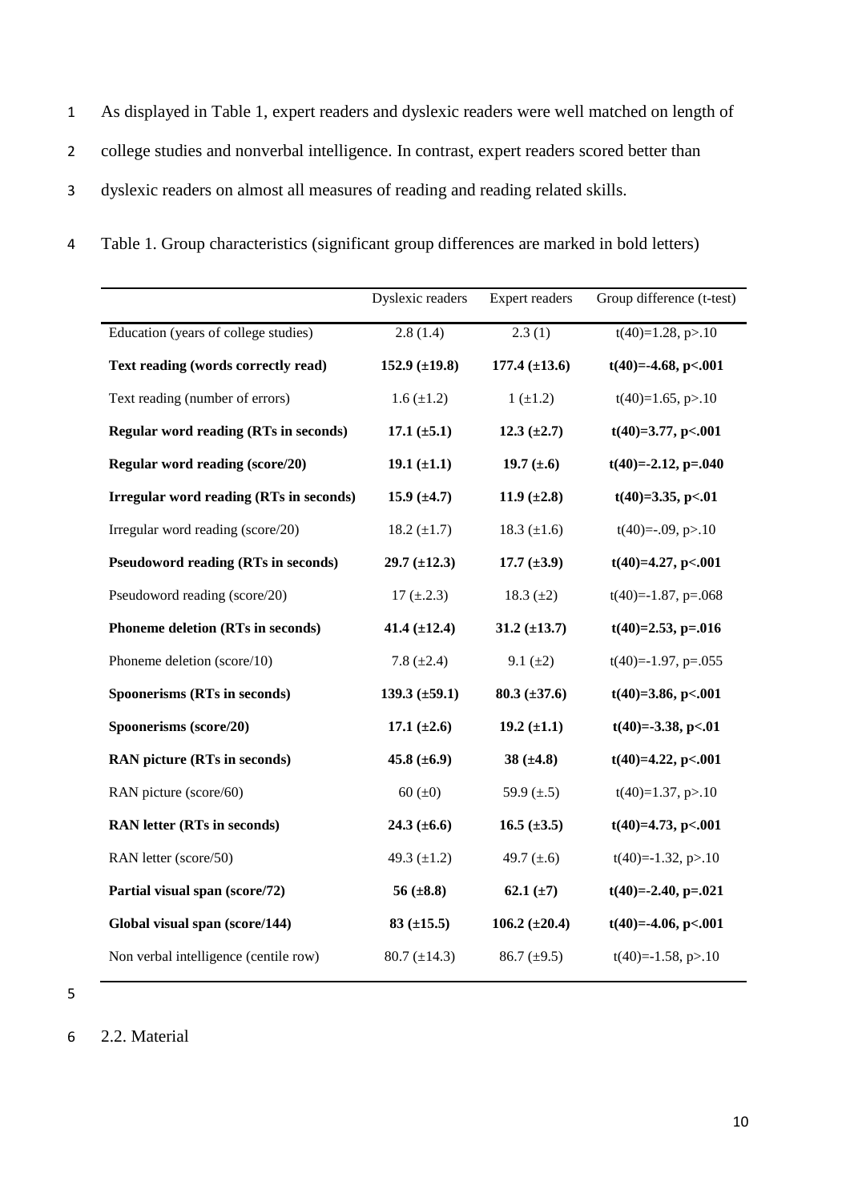As displayed in Table 1, expert readers and dyslexic readers were well matched on length of college studies and nonverbal intelligence. In contrast, expert readers scored better than dyslexic readers on almost all measures of reading and reading related skills.

Table 1. Group characteristics (significant group differences are marked in bold letters)

| | Dyslexic readers | Expert readers | Group difference (t-test) |
|---|---|---|---|
| Education (years of college studies) | 2.8 (1.4) | 2.3 (1) | t(40)=1.28, p>.10 |
| **Text reading (words correctly read)** | **152.9 (±19.8)** | **177.4 (±13.6)** | **t(40)=-4.68, p<.001** |
| Text reading (number of errors) | 1.6 (±1.2) | 1 (±1.2) | t(40)=1.65, p>.10 |
| **Regular word reading (RTs in seconds)** | **17.1 (±5.1)** | **12.3 (±2.7)** | **t(40)=3.77, p<.001** |
| **Regular word reading (score/20)** | **19.1 (±1.1)** | **19.7 (±.6)** | **t(40)=-2.12, p=.040** |
| **Irregular word reading (RTs in seconds)** | **15.9 (±4.7)** | **11.9 (±2.8)** | **t(40)=3.35, p<.01** |
| Irregular word reading (score/20) | 18.2 (±1.7) | 18.3 (±1.6) | t(40)=-.09, p>.10 |
| **Pseudoword reading (RTs in seconds)** | **29.7 (±12.3)** | **17.7 (±3.9)** | **t(40)=4.27, p<.001** |
| Pseudoword reading (score/20) | 17 (±.2.3) | 18.3 (±2) | t(40)=-1.87, p=.068 |
| **Phoneme deletion (RTs in seconds)** | **41.4 (±12.4)** | **31.2 (±13.7)** | **t(40)=2.53, p=.016** |
| Phoneme deletion (score/10) | 7.8 (±2.4) | 9.1 (±2) | t(40)=-1.97, p=.055 |
| **Spoonerisms (RTs in seconds)** | **139.3 (±59.1)** | **80.3 (±37.6)** | **t(40)=3.86, p<.001** |
| **Spoonerisms (score/20)** | **17.1 (±2.6)** | **19.2 (±1.1)** | **t(40)=-3.38, p<.01** |
| **RAN picture (RTs in seconds)** | **45.8 (±6.9)** | **38 (±4.8)** | **t(40)=4.22, p<.001** |
| RAN picture (score/60) | 60 (±0) | 59.9 (±.5) | t(40)=1.37, p>.10 |
| **RAN letter (RTs in seconds)** | **24.3 (±6.6)** | **16.5 (±3.5)** | **t(40)=4.73, p<.001** |
| RAN letter (score/50) | 49.3 (±1.2) | 49.7 (±.6) | t(40)=-1.32, p>.10 |
| **Partial visual span (score/72)** | **56 (±8.8)** | **62.1 (±7)** | **t(40)=-2.40, p=.021** |
| **Global visual span (score/144)** | **83 (±15.5)** | **106.2 (±20.4)** | **t(40)=-4.06, p<.001** |
| Non verbal intelligence (centile row) | 80.7 (±14.3) | 86.7 (±9.5) | t(40)=-1.58, p>.10 |

## 2.2. Material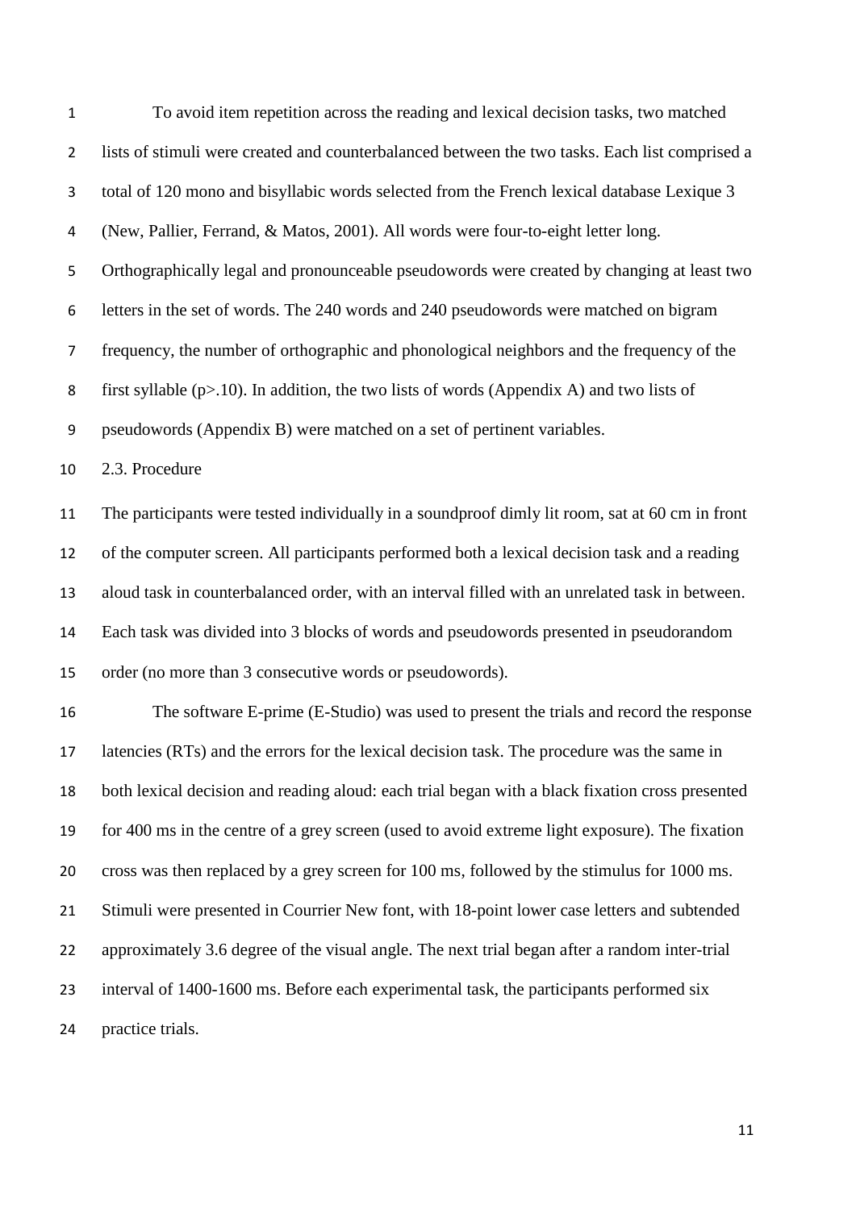To avoid item repetition across the reading and lexical decision tasks, two matched lists of stimuli were created and counterbalanced between the two tasks. Each list comprised a total of 120 mono and bisyllabic words selected from the French lexical database Lexique 3 (New, Pallier, Ferrand, & Matos, 2001). All words were four-to-eight letter long. Orthographically legal and pronounceable pseudowords were created by changing at least two letters in the set of words. The 240 words and 240 pseudowords were matched on bigram frequency, the number of orthographic and phonological neighbors and the frequency of the first syllable ($p>.10$). In addition, the two lists of words (Appendix A) and two lists of pseudowords (Appendix B) were matched on a set of pertinent variables.

## 2.3. Procedure

The participants were tested individually in a soundproof dimly lit room, sat at 60 cm in front of the computer screen. All participants performed both a lexical decision task and a reading aloud task in counterbalanced order, with an interval filled with an unrelated task in between. Each task was divided into 3 blocks of words and pseudowords presented in pseudorandom order (no more than 3 consecutive words or pseudowords).

The software E-prime (E-Studio) was used to present the trials and record the response latencies (RTs) and the errors for the lexical decision task. The procedure was the same in both lexical decision and reading aloud: each trial began with a black fixation cross presented for 400 ms in the centre of a grey screen (used to avoid extreme light exposure). The fixation cross was then replaced by a grey screen for 100 ms, followed by the stimulus for 1000 ms. Stimuli were presented in Courrier New font, with 18-point lower case letters and subtended approximately 3.6 degree of the visual angle. The next trial began after a random inter-trial interval of 1400-1600 ms. Before each experimental task, the participants performed six practice trials.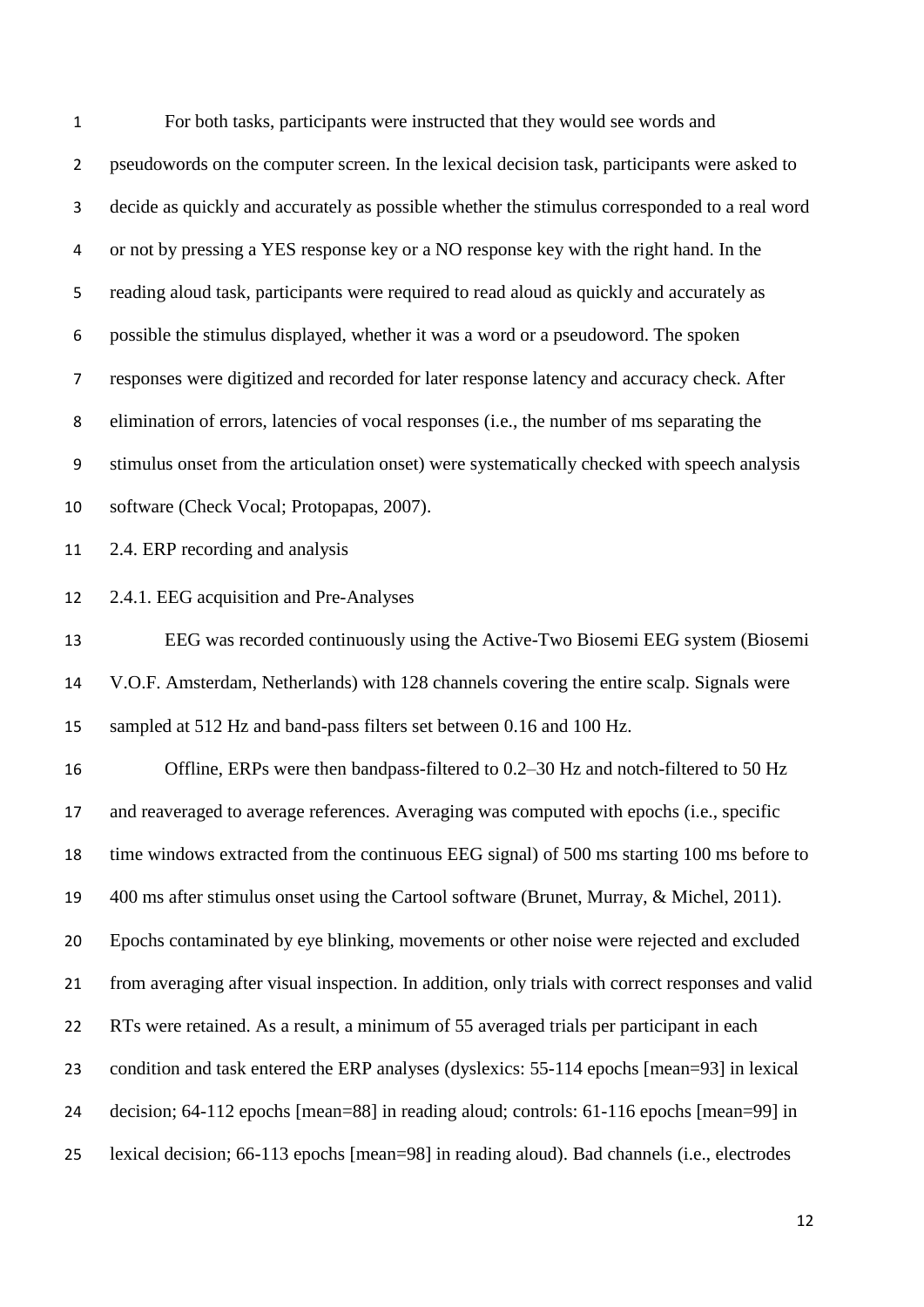For both tasks, participants were instructed that they would see words and pseudowords on the computer screen. In the lexical decision task, participants were asked to decide as quickly and accurately as possible whether the stimulus corresponded to a real word or not by pressing a YES response key or a NO response key with the right hand. In the reading aloud task, participants were required to read aloud as quickly and accurately as possible the stimulus displayed, whether it was a word or a pseudoword. The spoken responses were digitized and recorded for later response latency and accuracy check. After elimination of errors, latencies of vocal responses (i.e., the number of ms separating the stimulus onset from the articulation onset) were systematically checked with speech analysis software (Check Vocal; Protopapas, 2007).

### 2.4. ERP recording and analysis

#### 2.4.1. EEG acquisition and Pre-Analyses

EEG was recorded continuously using the Active-Two Biosemi EEG system (Biosemi V.O.F. Amsterdam, Netherlands) with 128 channels covering the entire scalp. Signals were sampled at 512 Hz and band-pass filters set between 0.16 and 100 Hz.

Offline, ERPs were then bandpass-filtered to 0.2–30 Hz and notch-filtered to 50 Hz and reaveraged to average references. Averaging was computed with epochs (i.e., specific time windows extracted from the continuous EEG signal) of 500 ms starting 100 ms before to 400 ms after stimulus onset using the Cartool software (Brunet, Murray, & Michel, 2011). Epochs contaminated by eye blinking, movements or other noise were rejected and excluded from averaging after visual inspection. In addition, only trials with correct responses and valid RTs were retained. As a result, a minimum of 55 averaged trials per participant in each condition and task entered the ERP analyses (dyslexics: 55-114 epochs [mean=93] in lexical decision; 64-112 epochs [mean=88] in reading aloud; controls: 61-116 epochs [mean=99] in lexical decision; 66-113 epochs [mean=98] in reading aloud). Bad channels (i.e., electrodes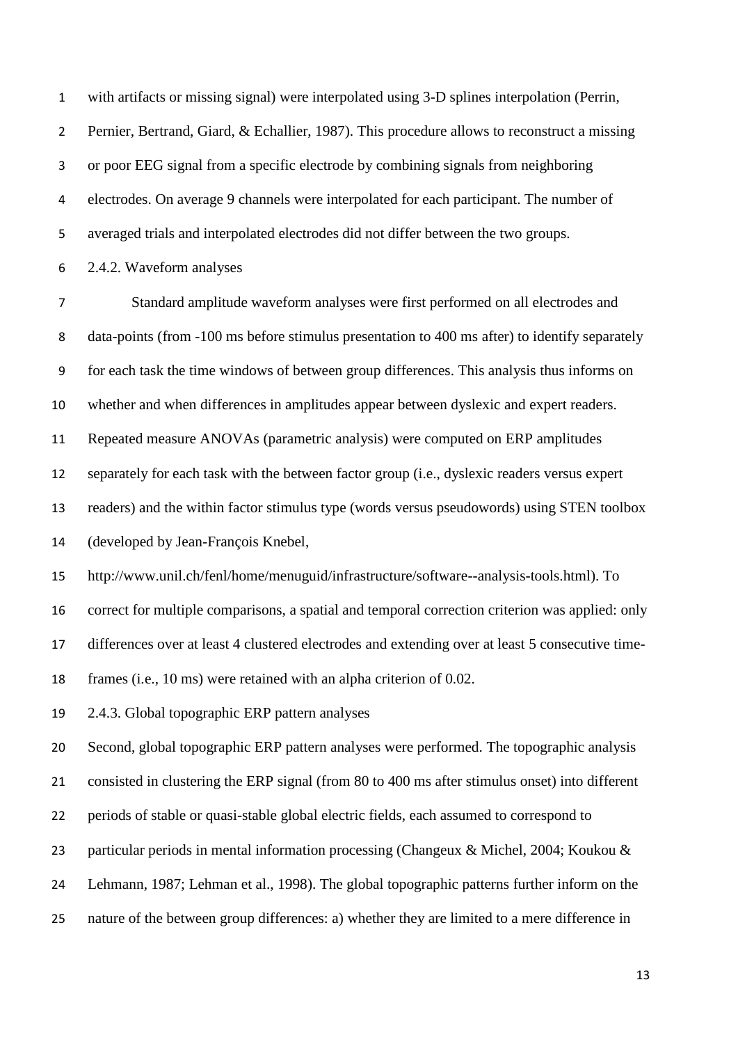with artifacts or missing signal) were interpolated using 3-D splines interpolation (Perrin, Pernier, Bertrand, Giard, & Echallier, 1987). This procedure allows to reconstruct a missing or poor EEG signal from a specific electrode by combining signals from neighboring electrodes. On average 9 channels were interpolated for each participant. The number of averaged trials and interpolated electrodes did not differ between the two groups.

### 2.4.2. Waveform analyses

Standard amplitude waveform analyses were first performed on all electrodes and data-points (from -100 ms before stimulus presentation to 400 ms after) to identify separately for each task the time windows of between group differences. This analysis thus informs on whether and when differences in amplitudes appear between dyslexic and expert readers. Repeated measure ANOVAs (parametric analysis) were computed on ERP amplitudes separately for each task with the between factor group (i.e., dyslexic readers versus expert readers) and the within factor stimulus type (words versus pseudowords) using STEN toolbox (developed by Jean-François Knebel, http://www.unil.ch/fenl/home/menuguid/infrastructure/software--analysis-tools.html). To correct for multiple comparisons, a spatial and temporal correction criterion was applied: only differences over at least 4 clustered electrodes and extending over at least 5 consecutive time-frames (i.e., 10 ms) were retained with an alpha criterion of 0.02.

### 2.4.3. Global topographic ERP pattern analyses

Second, global topographic ERP pattern analyses were performed. The topographic analysis consisted in clustering the ERP signal (from 80 to 400 ms after stimulus onset) into different periods of stable or quasi-stable global electric fields, each assumed to correspond to particular periods in mental information processing (Changeux & Michel, 2004; Koukou & Lehmann, 1987; Lehman et al., 1998). The global topographic patterns further inform on the nature of the between group differences: a) whether they are limited to a mere difference in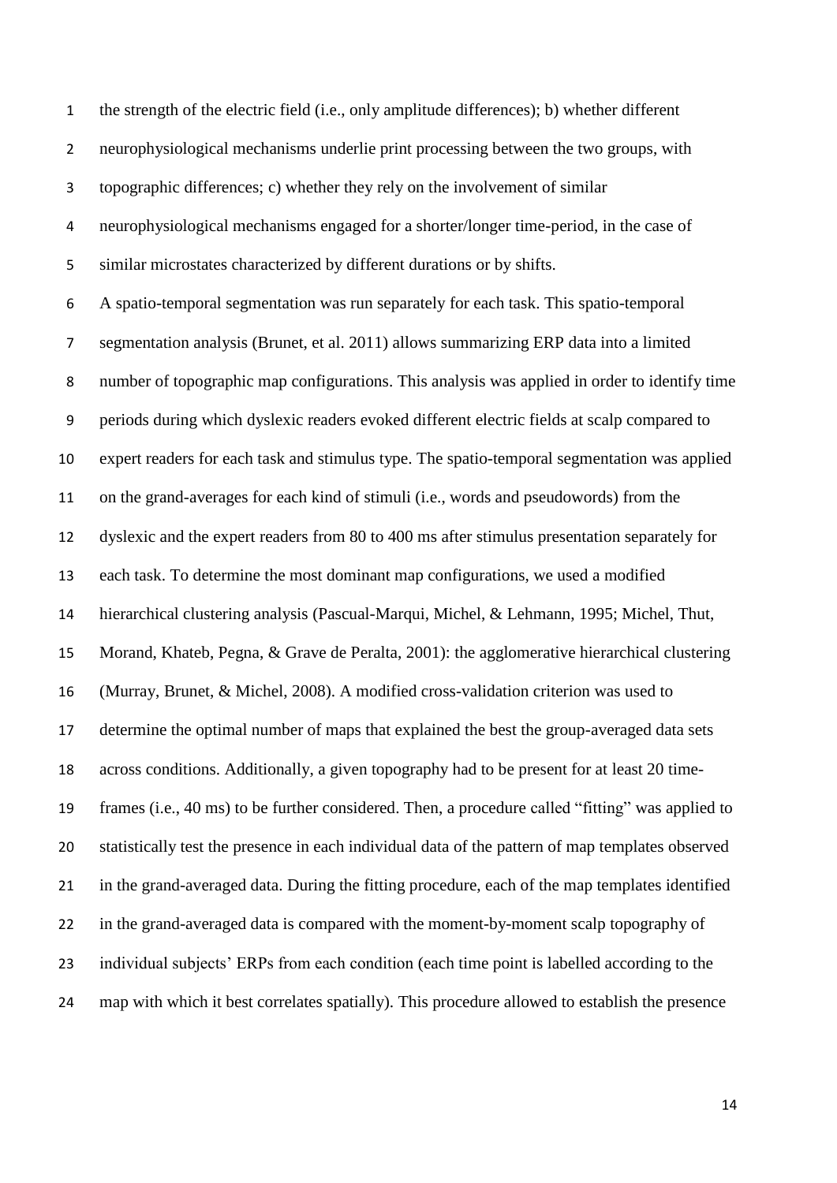the strength of the electric field (i.e., only amplitude differences); b) whether different neurophysiological mechanisms underlie print processing between the two groups, with topographic differences; c) whether they rely on the involvement of similar neurophysiological mechanisms engaged for a shorter/longer time-period, in the case of similar microstates characterized by different durations or by shifts.

A spatio-temporal segmentation was run separately for each task. This spatio-temporal segmentation analysis (Brunet, et al. 2011) allows summarizing ERP data into a limited number of topographic map configurations. This analysis was applied in order to identify time periods during which dyslexic readers evoked different electric fields at scalp compared to expert readers for each task and stimulus type. The spatio-temporal segmentation was applied on the grand-averages for each kind of stimuli (i.e., words and pseudowords) from the dyslexic and the expert readers from 80 to 400 ms after stimulus presentation separately for each task. To determine the most dominant map configurations, we used a modified hierarchical clustering analysis (Pascual-Marqui, Michel, & Lehmann, 1995; Michel, Thut, Morand, Khateb, Pegna, & Grave de Peralta, 2001): the agglomerative hierarchical clustering (Murray, Brunet, & Michel, 2008). A modified cross-validation criterion was used to determine the optimal number of maps that explained the best the group-averaged data sets across conditions. Additionally, a given topography had to be present for at least 20 time-frames (i.e., 40 ms) to be further considered. Then, a procedure called "fitting" was applied to statistically test the presence in each individual data of the pattern of map templates observed in the grand-averaged data. During the fitting procedure, each of the map templates identified in the grand-averaged data is compared with the moment-by-moment scalp topography of individual subjects' ERPs from each condition (each time point is labelled according to the map with which it best correlates spatially). This procedure allowed to establish the presence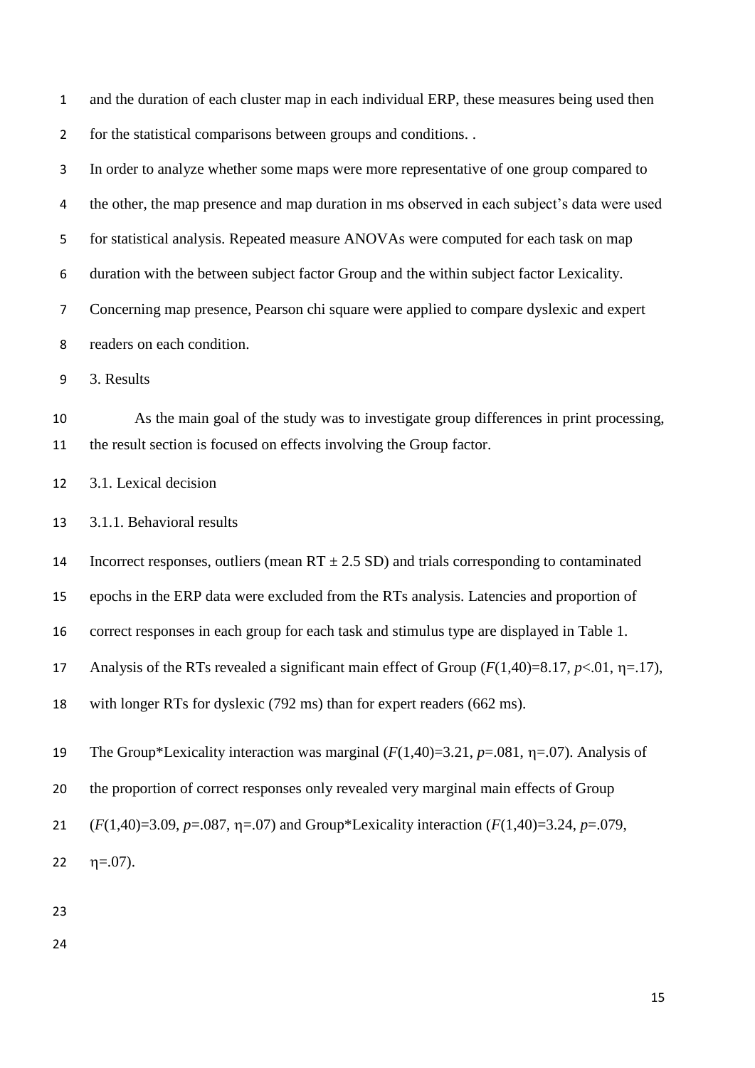and the duration of each cluster map in each individual ERP, these measures being used then for the statistical comparisons between groups and conditions. .

In order to analyze whether some maps were more representative of one group compared to the other, the map presence and map duration in ms observed in each subject's data were used for statistical analysis. Repeated measure ANOVAs were computed for each task on map duration with the between subject factor Group and the within subject factor Lexicality. Concerning map presence, Pearson chi square were applied to compare dyslexic and expert readers on each condition.

## 3. Results

As the main goal of the study was to investigate group differences in print processing, the result section is focused on effects involving the Group factor.

### 3.1. Lexical decision

#### 3.1.1. Behavioral results

Incorrect responses, outliers (mean RT ± 2.5 SD) and trials corresponding to contaminated epochs in the ERP data were excluded from the RTs analysis. Latencies and proportion of correct responses in each group for each task and stimulus type are displayed in Table 1. Analysis of the RTs revealed a significant main effect of Group ($F(1,40)=8.17$, $p<.01$, $\eta=.17$), with longer RTs for dyslexic (792 ms) than for expert readers (662 ms).

The Group*Lexicality interaction was marginal ($F(1,40)=3.21$, $p=.081$, $\eta=.07$). Analysis of the proportion of correct responses only revealed very marginal main effects of Group ($F(1,40)=3.09$, $p=.087$, $\eta=.07$) and Group*Lexicality interaction ($F(1,40)=3.24$, $p=.079$, $\eta=.07$).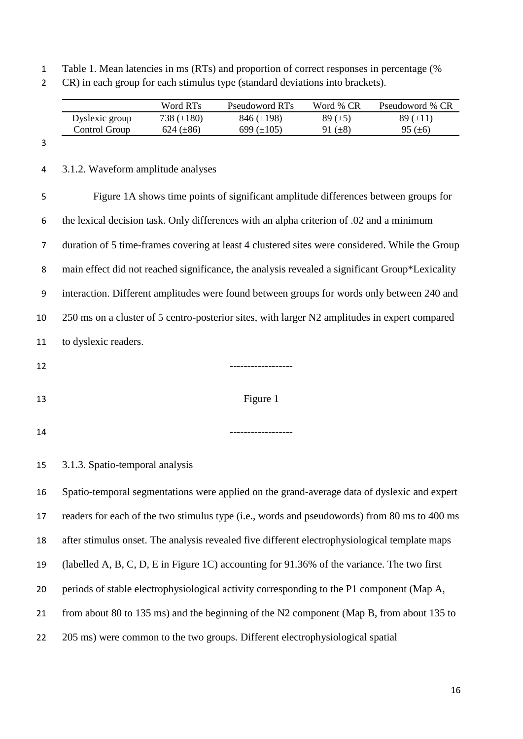Table 1. Mean latencies in ms (RTs) and proportion of correct responses in percentage (% CR) in each group for each stimulus type (standard deviations into brackets).

| | Word RTs | Pseudoword RTs | Word % CR | Pseudoword % CR |
|---|---|---|---|---|
| Dyslexic group | 738 (±180) | 846 (±198) | 89 (±5) | 89 (±11) |
| Control Group | 624 (±86) | 699 (±105) | 91 (±8) | 95 (±6) |

3.1.2. Waveform amplitude analyses

Figure 1A shows time points of significant amplitude differences between groups for the lexical decision task. Only differences with an alpha criterion of .02 and a minimum duration of 5 time-frames covering at least 4 clustered sites were considered. While the Group main effect did not reached significance, the analysis revealed a significant Group*Lexicality interaction. Different amplitudes were found between groups for words only between 240 and 250 ms on a cluster of 5 centro-posterior sites, with larger N2 amplitudes in expert compared to dyslexic readers.

------------------

Figure 1

------------------

3.1.3. Spatio-temporal analysis

Spatio-temporal segmentations were applied on the grand-average data of dyslexic and expert readers for each of the two stimulus type (i.e., words and pseudowords) from 80 ms to 400 ms after stimulus onset. The analysis revealed five different electrophysiological template maps (labelled A, B, C, D, E in Figure 1C) accounting for 91.36% of the variance. The two first periods of stable electrophysiological activity corresponding to the P1 component (Map A, from about 80 to 135 ms) and the beginning of the N2 component (Map B, from about 135 to 205 ms) were common to the two groups. Different electrophysiological spatial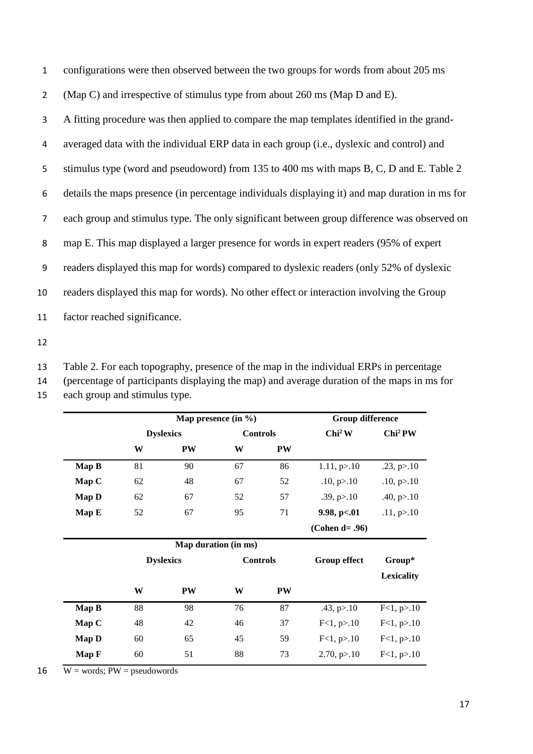configurations were then observed between the two groups for words from about 205 ms (Map C) and irrespective of stimulus type from about 260 ms (Map D and E).

A fitting procedure was then applied to compare the map templates identified in the grand-averaged data with the individual ERP data in each group (i.e., dyslexic and control) and stimulus type (word and pseudoword) from 135 to 400 ms with maps B, C, D and E. Table 2 details the maps presence (in percentage individuals displaying it) and map duration in ms for each group and stimulus type. The only significant between group difference was observed on map E. This map displayed a larger presence for words in expert readers (95% of expert readers displayed this map for words) compared to dyslexic readers (only 52% of dyslexic readers displayed this map for words). No other effect or interaction involving the Group factor reached significance.

Table 2. For each topography, presence of the map in the individual ERPs in percentage (percentage of participants displaying the map) and average duration of the maps in ms for each group and stimulus type.

| | Map presence (in %) | | | | Group difference | |
|---|---|---|---|---|---|---|
| | Dyslexics | | Controls | | $Chi^2$ W | $Chi^2$ PW |
| | W | PW | W | PW | | |
| **Map B** | 81 | 90 | 67 | 86 | 1.11, p>.10 | .23, p>.10 |
| **Map C** | 62 | 48 | 67 | 52 | .10, p>.10 | .10, p>.10 |
| **Map D** | 62 | 67 | 52 | 57 | .39, p>.10 | .40, p>.10 |
| **Map E** | 52 | 67 | 95 | 71 | **9.98, p<.01 (Cohen d= .96)** | .11, p>.10 |
| | **Map duration (in ms)** | | | | | |
| | **Dyslexics** | | **Controls** | | **Group effect** | **Group* Lexicality** |
| | **W** | **PW** | **W** | **PW** | | |
| **Map B** | 88 | 98 | 76 | 87 | .43, p>.10 | F<1, p>.10 |
| **Map C** | 48 | 42 | 46 | 37 | F<1, p>.10 | F<1, p>.10 |
| **Map D** | 60 | 65 | 45 | 59 | F<1, p>.10 | F<1, p>.10 |
| **Map F** | 60 | 51 | 88 | 73 | 2.70, p>.10 | F<1, p>.10 |

W = words; PW = pseudowords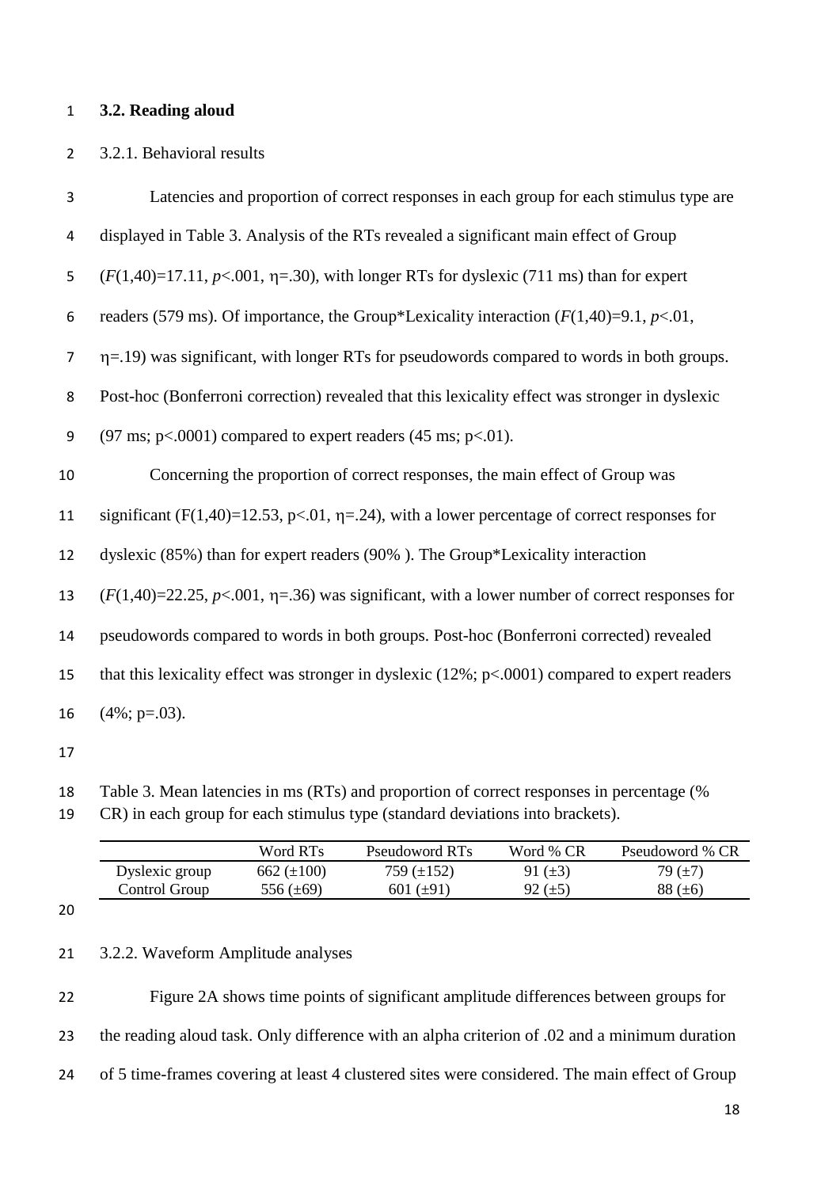### 3.2. Reading aloud

3.2.1. Behavioral results

Latencies and proportion of correct responses in each group for each stimulus type are displayed in Table 3. Analysis of the RTs revealed a significant main effect of Group ($F(1,40)=17.11$, $p<.001$, $\eta=.30$), with longer RTs for dyslexic (711 ms) than for expert readers (579 ms). Of importance, the Group*Lexicality interaction ($F(1,40)=9.1$, $p<.01$, $\eta=.19$) was significant, with longer RTs for pseudowords compared to words in both groups. Post-hoc (Bonferroni correction) revealed that this lexicality effect was stronger in dyslexic (97 ms; $p<.0001$) compared to expert readers (45 ms; $p<.01$).

Concerning the proportion of correct responses, the main effect of Group was significant ($F(1,40)=12.53$, $p<.01$, $\eta=.24$), with a lower percentage of correct responses for dyslexic (85%) than for expert readers (90% ). The Group*Lexicality interaction ($F(1,40)=22.25$, $p<.001$, $\eta=.36$) was significant, with a lower number of correct responses for pseudowords compared to words in both groups. Post-hoc (Bonferroni corrected) revealed that this lexicality effect was stronger in dyslexic (12%; $p<.0001$) compared to expert readers (4%; $p=.03$).

Table 3. Mean latencies in ms (RTs) and proportion of correct responses in percentage (% CR) in each group for each stimulus type (standard deviations into brackets).

| | Word RTs | Pseudoword RTs | Word % CR | Pseudoword % CR |
|---|---|---|---|---|
| Dyslexic group | 662 (±100) | 759 (±152) | 91 (±3) | 79 (±7) |
| Control Group | 556 (±69) | 601 (±91) | 92 (±5) | 88 (±6) |

3.2.2. Waveform Amplitude analyses

Figure 2A shows time points of significant amplitude differences between groups for the reading aloud task. Only difference with an alpha criterion of .02 and a minimum duration of 5 time-frames covering at least 4 clustered sites were considered. The main effect of Group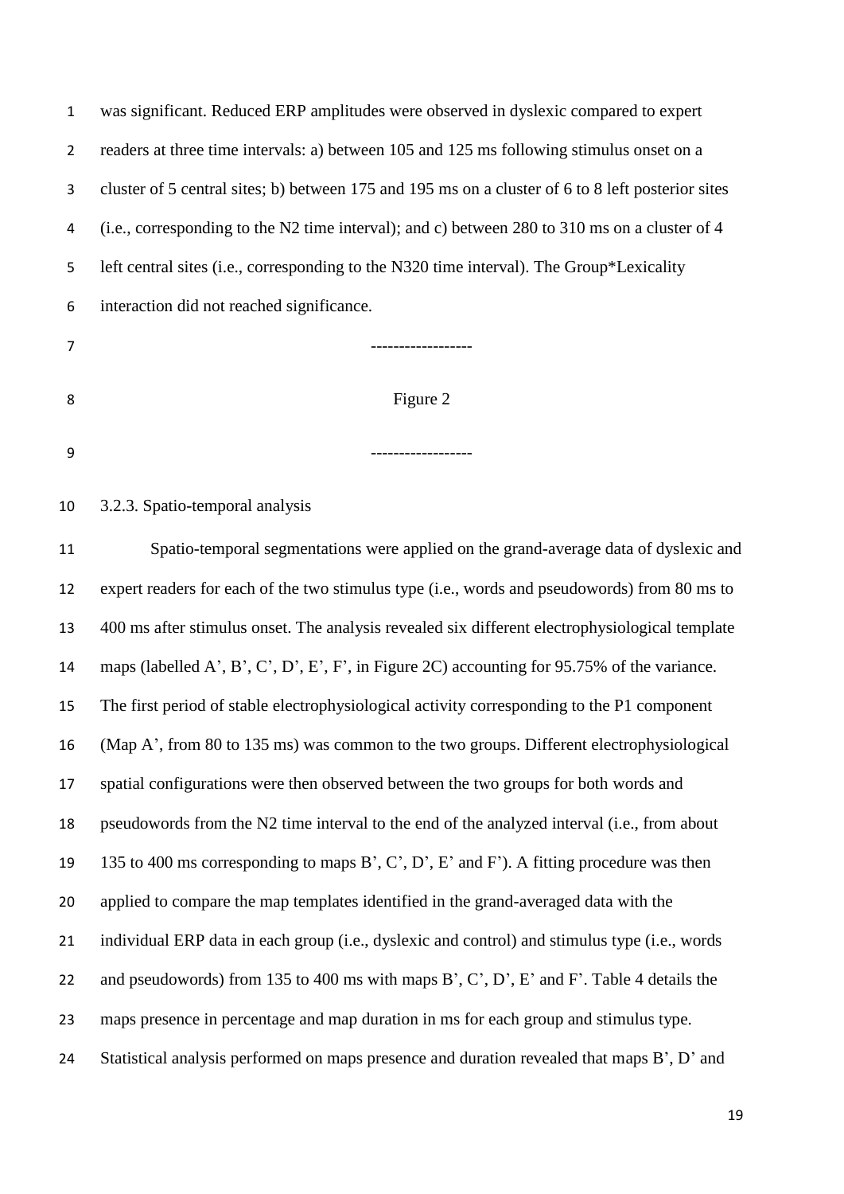was significant. Reduced ERP amplitudes were observed in dyslexic compared to expert readers at three time intervals: a) between 105 and 125 ms following stimulus onset on a cluster of 5 central sites; b) between 175 and 195 ms on a cluster of 6 to 8 left posterior sites (i.e., corresponding to the N2 time interval); and c) between 280 to 310 ms on a cluster of 4 left central sites (i.e., corresponding to the N320 time interval). The Group*Lexicality interaction did not reached significance.

-----------------

Figure 2

-----------------

3.2.3. Spatio-temporal analysis

Spatio-temporal segmentations were applied on the grand-average data of dyslexic and expert readers for each of the two stimulus type (i.e., words and pseudowords) from 80 ms to 400 ms after stimulus onset. The analysis revealed six different electrophysiological template maps (labelled A', B', C', D', E', F', in Figure 2C) accounting for 95.75% of the variance. The first period of stable electrophysiological activity corresponding to the P1 component (Map A', from 80 to 135 ms) was common to the two groups. Different electrophysiological spatial configurations were then observed between the two groups for both words and pseudowords from the N2 time interval to the end of the analyzed interval (i.e., from about 135 to 400 ms corresponding to maps B', C', D', E' and F'). A fitting procedure was then applied to compare the map templates identified in the grand-averaged data with the individual ERP data in each group (i.e., dyslexic and control) and stimulus type (i.e., words and pseudowords) from 135 to 400 ms with maps B', C', D', E' and F'. Table 4 details the maps presence in percentage and map duration in ms for each group and stimulus type. Statistical analysis performed on maps presence and duration revealed that maps B', D' and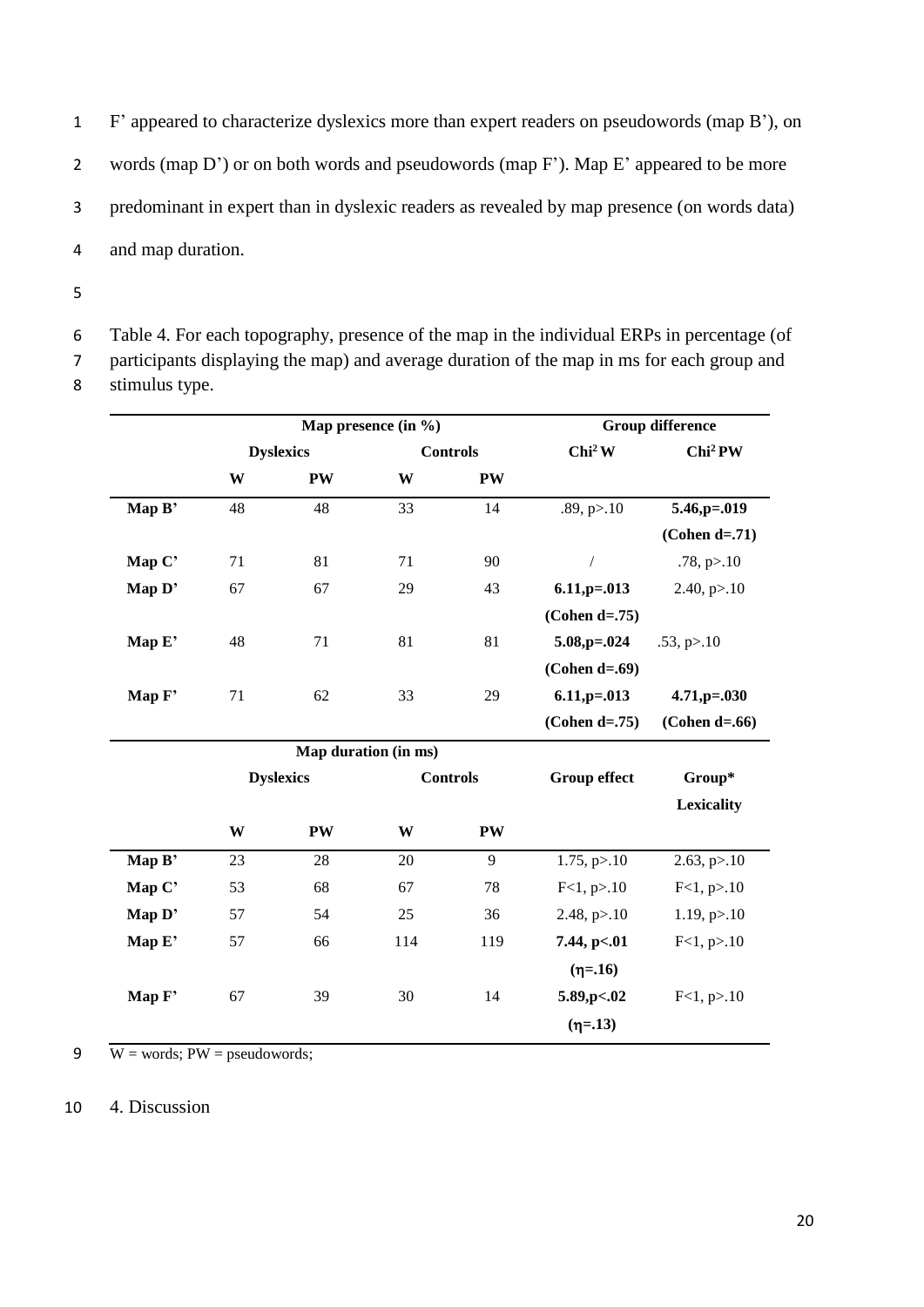F' appeared to characterize dyslexics more than expert readers on pseudowords (map B'), on words (map D') or on both words and pseudowords (map F'). Map E' appeared to be more predominant in expert than in dyslexic readers as revealed by map presence (on words data) and map duration.

Table 4. For each topography, presence of the map in the individual ERPs in percentage (of participants displaying the map) and average duration of the map in ms for each group and stimulus type.

| | Map presence (in %) | | | | Group difference | |
|---|---|---|---|---|---|---|
| | Dyslexics | | Controls | | $Chi^2$ W | $Chi^2$ PW |
| | W | PW | W | PW | | |
| **Map B'** | 48 | 48 | 33 | 14 | .89, p>.10 | **5.46,p=.019 (Cohen d=.71)** |
| **Map C'** | 71 | 81 | 71 | 90 | / | .78, p>.10 |
| **Map D'** | 67 | 67 | 29 | 43 | **6.11,p=.013 (Cohen d=.75)** | 2.40, p>.10 |
| **Map E'** | 48 | 71 | 81 | 81 | **5.08,p=.024 (Cohen d=.69)** | .53, p>.10 |
| **Map F'** | 71 | 62 | 33 | 29 | **6.11,p=.013 (Cohen d=.75)** | **4.71,p=.030 (Cohen d=.66)** |
| | **Map duration (in ms)** | | | | | |
| | **Dyslexics** | | **Controls** | | **Group effect** | **Group* Lexicality** |
| | **W** | **PW** | **W** | **PW** | | |
| **Map B'** | 23 | 28 | 20 | 9 | 1.75, p>.10 | 2.63, p>.10 |
| **Map C'** | 53 | 68 | 67 | 78 | F<1, p>.10 | F<1, p>.10 |
| **Map D'** | 57 | 54 | 25 | 36 | 2.48, p>.10 | 1.19, p>.10 |
| **Map E'** | 57 | 66 | 114 | 119 | **7.44, p<.01 (η=.16)** | F<1, p>.10 |
| **Map F'** | 67 | 39 | 30 | 14 | **5.89,p<.02 (η=.13)** | F<1, p>.10 |

W = words; PW = pseudowords;

## 4. Discussion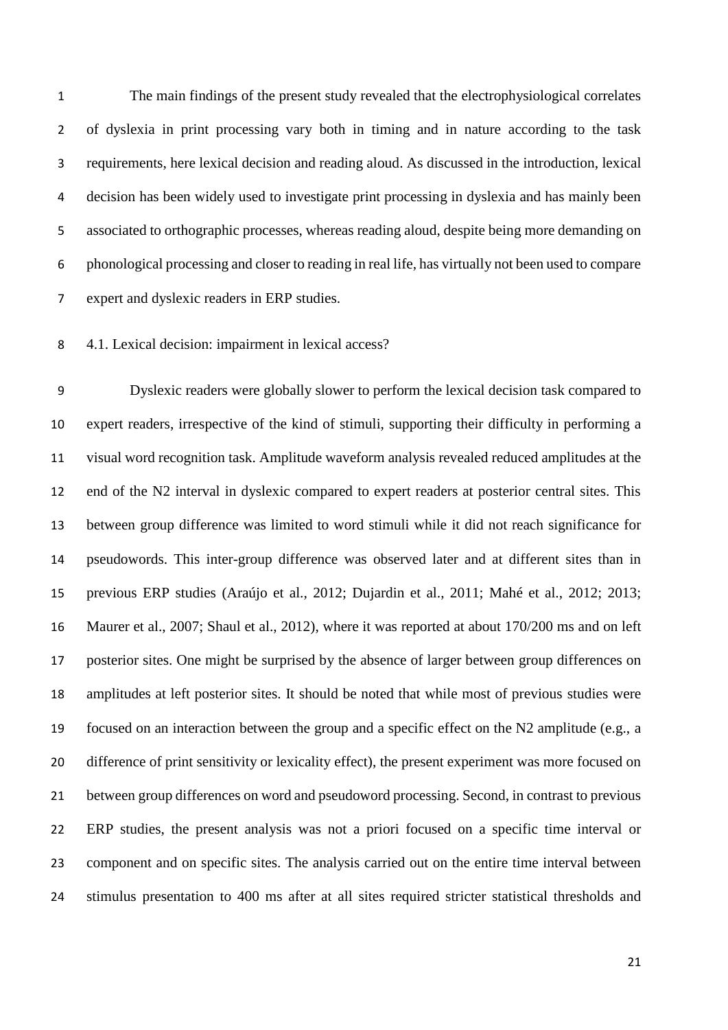The main findings of the present study revealed that the electrophysiological correlates of dyslexia in print processing vary both in timing and in nature according to the task requirements, here lexical decision and reading aloud. As discussed in the introduction, lexical decision has been widely used to investigate print processing in dyslexia and has mainly been associated to orthographic processes, whereas reading aloud, despite being more demanding on phonological processing and closer to reading in real life, has virtually not been used to compare expert and dyslexic readers in ERP studies.

### 4.1. Lexical decision: impairment in lexical access?

Dyslexic readers were globally slower to perform the lexical decision task compared to expert readers, irrespective of the kind of stimuli, supporting their difficulty in performing a visual word recognition task. Amplitude waveform analysis revealed reduced amplitudes at the end of the N2 interval in dyslexic compared to expert readers at posterior central sites. This between group difference was limited to word stimuli while it did not reach significance for pseudowords. This inter-group difference was observed later and at different sites than in previous ERP studies (Araújo et al., 2012; Dujardin et al., 2011; Mahé et al., 2012; 2013; Maurer et al., 2007; Shaul et al., 2012), where it was reported at about 170/200 ms and on left posterior sites. One might be surprised by the absence of larger between group differences on amplitudes at left posterior sites. It should be noted that while most of previous studies were focused on an interaction between the group and a specific effect on the N2 amplitude (e.g., a difference of print sensitivity or lexicality effect), the present experiment was more focused on between group differences on word and pseudoword processing. Second, in contrast to previous ERP studies, the present analysis was not a priori focused on a specific time interval or component and on specific sites. The analysis carried out on the entire time interval between stimulus presentation to 400 ms after at all sites required stricter statistical thresholds and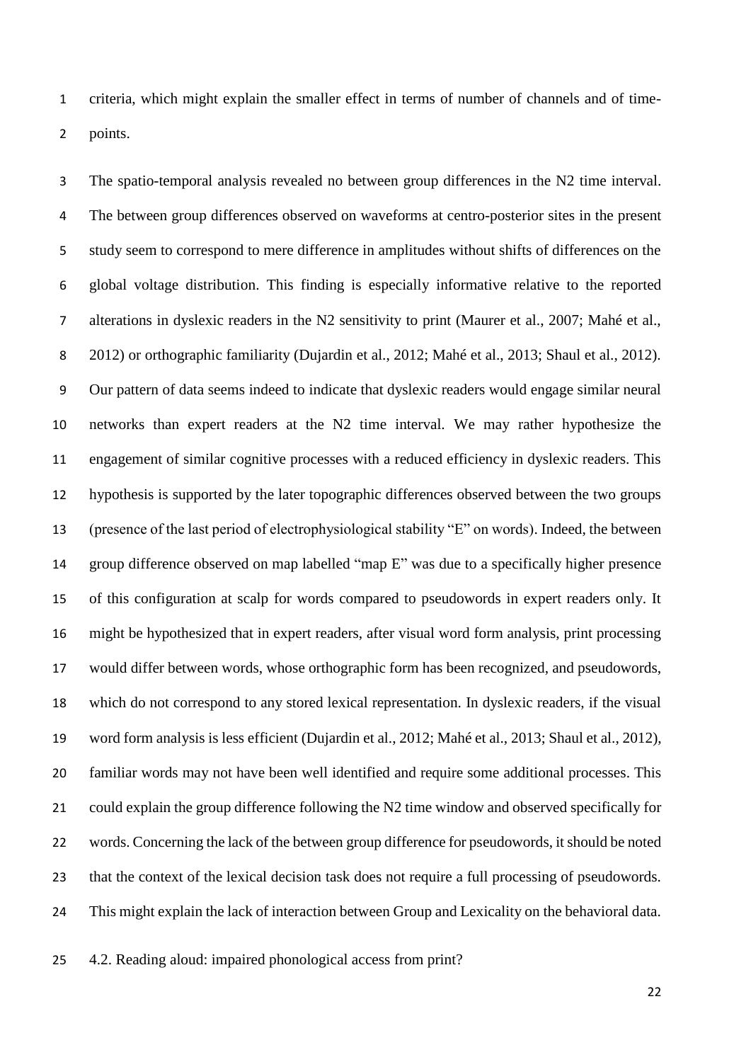criteria, which might explain the smaller effect in terms of number of channels and of time-points.

The spatio-temporal analysis revealed no between group differences in the N2 time interval. The between group differences observed on waveforms at centro-posterior sites in the present study seem to correspond to mere difference in amplitudes without shifts of differences on the global voltage distribution. This finding is especially informative relative to the reported alterations in dyslexic readers in the N2 sensitivity to print (Maurer et al., 2007; Mahé et al., 2012) or orthographic familiarity (Dujardin et al., 2012; Mahé et al., 2013; Shaul et al., 2012). Our pattern of data seems indeed to indicate that dyslexic readers would engage similar neural networks than expert readers at the N2 time interval. We may rather hypothesize the engagement of similar cognitive processes with a reduced efficiency in dyslexic readers. This hypothesis is supported by the later topographic differences observed between the two groups (presence of the last period of electrophysiological stability "E" on words). Indeed, the between group difference observed on map labelled "map E" was due to a specifically higher presence of this configuration at scalp for words compared to pseudowords in expert readers only. It might be hypothesized that in expert readers, after visual word form analysis, print processing would differ between words, whose orthographic form has been recognized, and pseudowords, which do not correspond to any stored lexical representation. In dyslexic readers, if the visual word form analysis is less efficient (Dujardin et al., 2012; Mahé et al., 2013; Shaul et al., 2012), familiar words may not have been well identified and require some additional processes. This could explain the group difference following the N2 time window and observed specifically for words. Concerning the lack of the between group difference for pseudowords, it should be noted that the context of the lexical decision task does not require a full processing of pseudowords. This might explain the lack of interaction between Group and Lexicality on the behavioral data.

## 4.2. Reading aloud: impaired phonological access from print?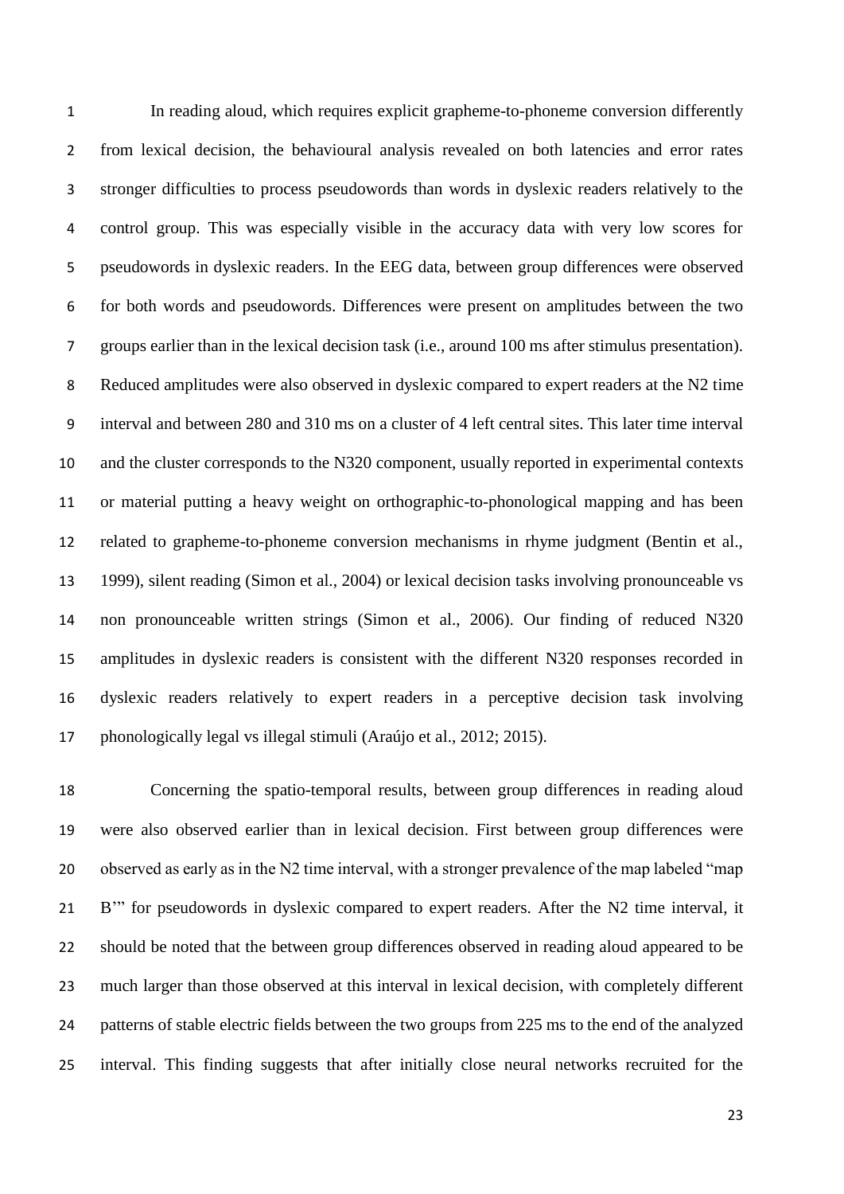In reading aloud, which requires explicit grapheme-to-phoneme conversion differently from lexical decision, the behavioural analysis revealed on both latencies and error rates stronger difficulties to process pseudowords than words in dyslexic readers relatively to the control group. This was especially visible in the accuracy data with very low scores for pseudowords in dyslexic readers. In the EEG data, between group differences were observed for both words and pseudowords. Differences were present on amplitudes between the two groups earlier than in the lexical decision task (i.e., around 100 ms after stimulus presentation). Reduced amplitudes were also observed in dyslexic compared to expert readers at the N2 time interval and between 280 and 310 ms on a cluster of 4 left central sites. This later time interval and the cluster corresponds to the N320 component, usually reported in experimental contexts or material putting a heavy weight on orthographic-to-phonological mapping and has been related to grapheme-to-phoneme conversion mechanisms in rhyme judgment (Bentin et al., 1999), silent reading (Simon et al., 2004) or lexical decision tasks involving pronounceable vs non pronounceable written strings (Simon et al., 2006). Our finding of reduced N320 amplitudes in dyslexic readers is consistent with the different N320 responses recorded in dyslexic readers relatively to expert readers in a perceptive decision task involving phonologically legal vs illegal stimuli (Araújo et al., 2012; 2015).

Concerning the spatio-temporal results, between group differences in reading aloud were also observed earlier than in lexical decision. First between group differences were observed as early as in the N2 time interval, with a stronger prevalence of the map labeled "map B'" for pseudowords in dyslexic compared to expert readers. After the N2 time interval, it should be noted that the between group differences observed in reading aloud appeared to be much larger than those observed at this interval in lexical decision, with completely different patterns of stable electric fields between the two groups from 225 ms to the end of the analyzed interval. This finding suggests that after initially close neural networks recruited for the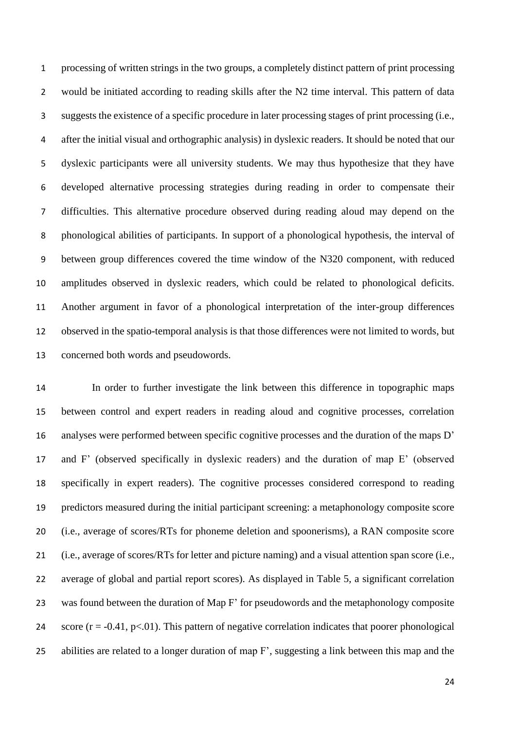processing of written strings in the two groups, a completely distinct pattern of print processing would be initiated according to reading skills after the N2 time interval. This pattern of data suggests the existence of a specific procedure in later processing stages of print processing (i.e., after the initial visual and orthographic analysis) in dyslexic readers. It should be noted that our dyslexic participants were all university students. We may thus hypothesize that they have developed alternative processing strategies during reading in order to compensate their difficulties. This alternative procedure observed during reading aloud may depend on the phonological abilities of participants. In support of a phonological hypothesis, the interval of between group differences covered the time window of the N320 component, with reduced amplitudes observed in dyslexic readers, which could be related to phonological deficits. Another argument in favor of a phonological interpretation of the inter-group differences observed in the spatio-temporal analysis is that those differences were not limited to words, but concerned both words and pseudowords.

In order to further investigate the link between this difference in topographic maps between control and expert readers in reading aloud and cognitive processes, correlation analyses were performed between specific cognitive processes and the duration of the maps D' and F' (observed specifically in dyslexic readers) and the duration of map E' (observed specifically in expert readers). The cognitive processes considered correspond to reading predictors measured during the initial participant screening: a metaphonology composite score (i.e., average of scores/RTs for phoneme deletion and spoonerisms), a RAN composite score (i.e., average of scores/RTs for letter and picture naming) and a visual attention span score (i.e., average of global and partial report scores). As displayed in Table 5, a significant correlation was found between the duration of Map F' for pseudowords and the metaphonology composite score ($r = -0.41$, $p<.01$). This pattern of negative correlation indicates that poorer phonological abilities are related to a longer duration of map F', suggesting a link between this map and the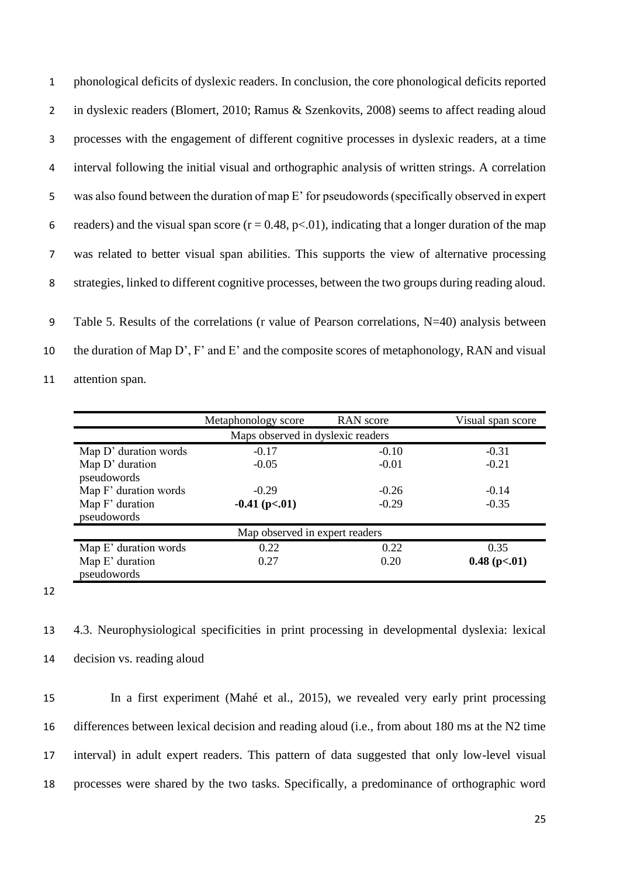phonological deficits of dyslexic readers. In conclusion, the core phonological deficits reported in dyslexic readers (Blomert, 2010; Ramus & Szenkovits, 2008) seems to affect reading aloud processes with the engagement of different cognitive processes in dyslexic readers, at a time interval following the initial visual and orthographic analysis of written strings. A correlation was also found between the duration of map E' for pseudowords (specifically observed in expert readers) and the visual span score ($r = 0.48$, $p<.01$), indicating that a longer duration of the map was related to better visual span abilities. This supports the view of alternative processing strategies, linked to different cognitive processes, between the two groups during reading aloud.

Table 5. Results of the correlations (r value of Pearson correlations, N=40) analysis between the duration of Map D', F' and E' and the composite scores of metaphonology, RAN and visual attention span.

| | Metaphonology score | RAN score | Visual span score |
|---|---|---|---|
| Maps observed in dyslexic readers | | | |
| Map D' duration words | -0.17 | -0.10 | -0.31 |
| Map D' duration pseudowords | -0.05 | -0.01 | -0.21 |
| Map F' duration words | -0.29 | -0.26 | -0.14 |
| Map F' duration pseudowords | **-0.41 (p<.01)** | -0.29 | -0.35 |
| Map observed in expert readers | | | |
| Map E' duration words | 0.22 | 0.22 | 0.35 |
| Map E' duration pseudowords | 0.27 | 0.20 | **0.48 (p<.01)** |

### 4.3. Neurophysiological specificities in print processing in developmental dyslexia: lexical decision vs. reading aloud

In a first experiment (Mahé et al., 2015), we revealed very early print processing differences between lexical decision and reading aloud (i.e., from about 180 ms at the N2 time interval) in adult expert readers. This pattern of data suggested that only low-level visual processes were shared by the two tasks. Specifically, a predominance of orthographic word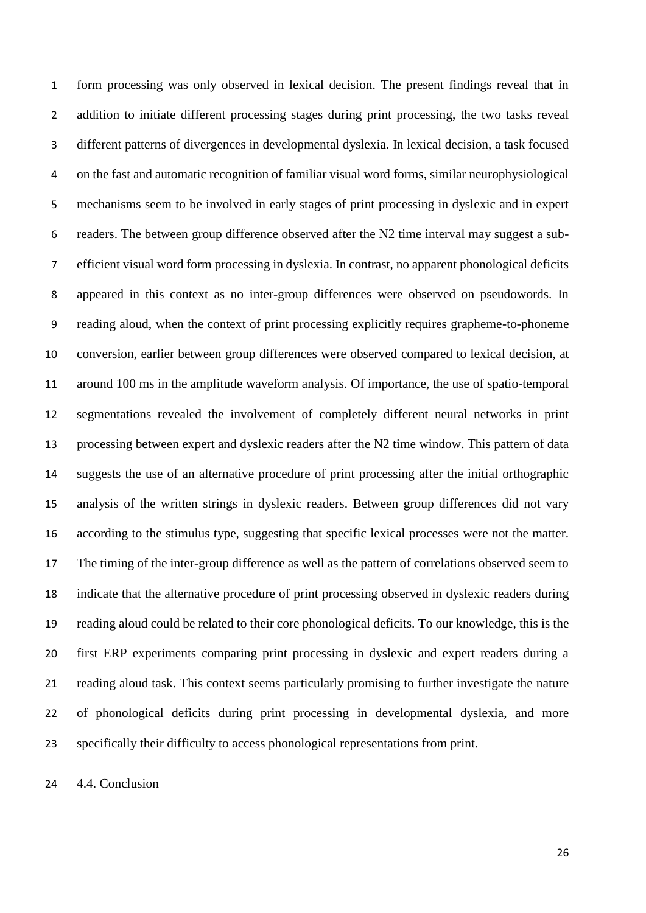form processing was only observed in lexical decision. The present findings reveal that in addition to initiate different processing stages during print processing, the two tasks reveal different patterns of divergences in developmental dyslexia. In lexical decision, a task focused on the fast and automatic recognition of familiar visual word forms, similar neurophysiological mechanisms seem to be involved in early stages of print processing in dyslexic and in expert readers. The between group difference observed after the N2 time interval may suggest a sub-efficient visual word form processing in dyslexia. In contrast, no apparent phonological deficits appeared in this context as no inter-group differences were observed on pseudowords. In reading aloud, when the context of print processing explicitly requires grapheme-to-phoneme conversion, earlier between group differences were observed compared to lexical decision, at around 100 ms in the amplitude waveform analysis. Of importance, the use of spatio-temporal segmentations revealed the involvement of completely different neural networks in print processing between expert and dyslexic readers after the N2 time window. This pattern of data suggests the use of an alternative procedure of print processing after the initial orthographic analysis of the written strings in dyslexic readers. Between group differences did not vary according to the stimulus type, suggesting that specific lexical processes were not the matter. The timing of the inter-group difference as well as the pattern of correlations observed seem to indicate that the alternative procedure of print processing observed in dyslexic readers during reading aloud could be related to their core phonological deficits. To our knowledge, this is the first ERP experiments comparing print processing in dyslexic and expert readers during a reading aloud task. This context seems particularly promising to further investigate the nature of phonological deficits during print processing in developmental dyslexia, and more specifically their difficulty to access phonological representations from print.

## 4.4. Conclusion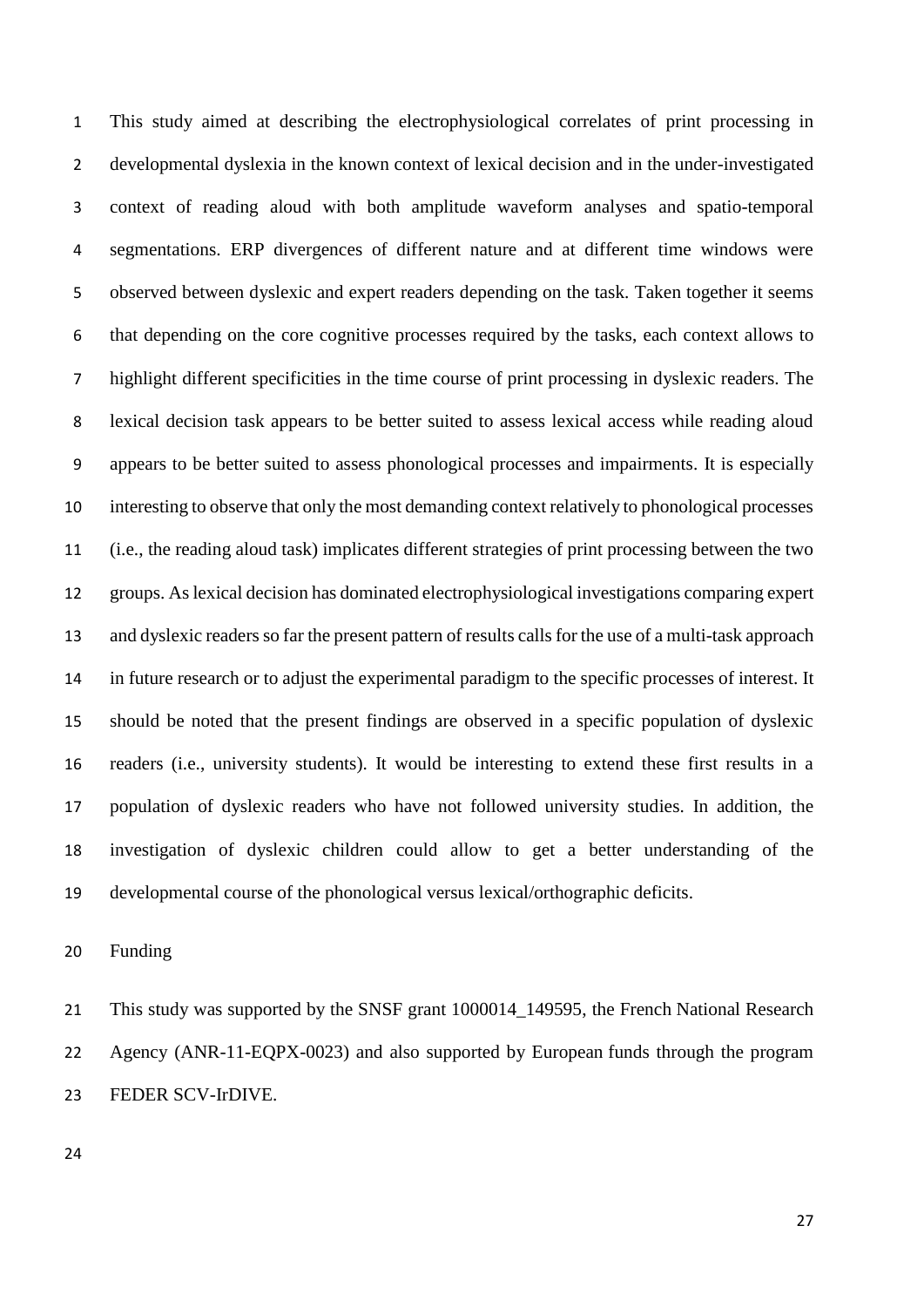This study aimed at describing the electrophysiological correlates of print processing in developmental dyslexia in the known context of lexical decision and in the under-investigated context of reading aloud with both amplitude waveform analyses and spatio-temporal segmentations. ERP divergences of different nature and at different time windows were observed between dyslexic and expert readers depending on the task. Taken together it seems that depending on the core cognitive processes required by the tasks, each context allows to highlight different specificities in the time course of print processing in dyslexic readers. The lexical decision task appears to be better suited to assess lexical access while reading aloud appears to be better suited to assess phonological processes and impairments. It is especially interesting to observe that only the most demanding context relatively to phonological processes (i.e., the reading aloud task) implicates different strategies of print processing between the two groups. As lexical decision has dominated electrophysiological investigations comparing expert and dyslexic readers so far the present pattern of results calls for the use of a multi-task approach in future research or to adjust the experimental paradigm to the specific processes of interest. It should be noted that the present findings are observed in a specific population of dyslexic readers (i.e., university students). It would be interesting to extend these first results in a population of dyslexic readers who have not followed university studies. In addition, the investigation of dyslexic children could allow to get a better understanding of the developmental course of the phonological versus lexical/orthographic deficits.

## Funding

This study was supported by the SNSF grant 1000014_149595, the French National Research Agency (ANR-11-EQPX-0023) and also supported by European funds through the program FEDER SCV-IrDIVE.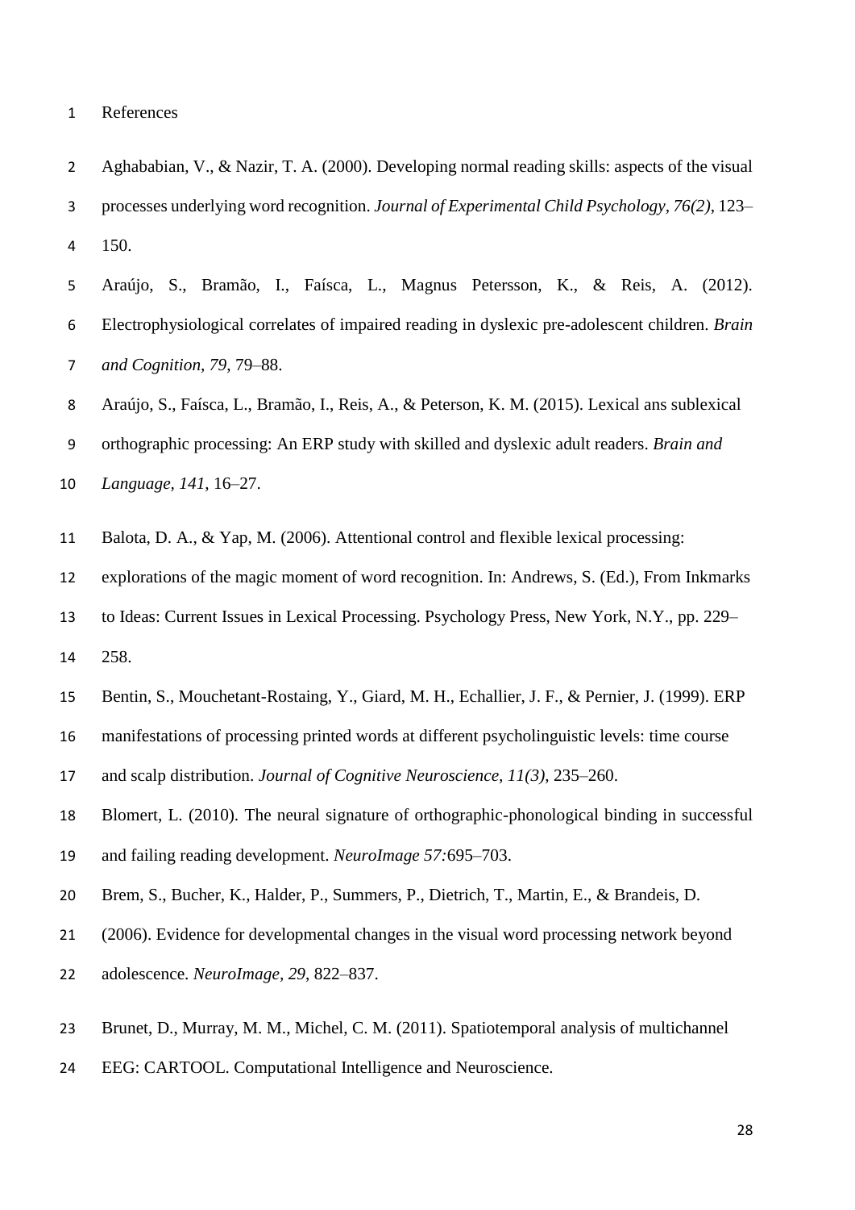References

Aghababian, V., & Nazir, T. A. (2000). Developing normal reading skills: aspects of the visual processes underlying word recognition. *Journal of Experimental Child Psychology*, *76(2)*, 123–150.

Araújo, S., Bramão, I., Faísca, L., Magnus Petersson, K., & Reis, A. (2012). Electrophysiological correlates of impaired reading in dyslexic pre-adolescent children. *Brain and Cognition*, *79*, 79–88.

Araújo, S., Faísca, L., Bramão, I., Reis, A., & Peterson, K. M. (2015). Lexical ans sublexical orthographic processing: An ERP study with skilled and dyslexic adult readers. *Brain and Language*, *141*, 16–27.

Balota, D. A., & Yap, M. (2006). Attentional control and flexible lexical processing: explorations of the magic moment of word recognition. In: Andrews, S. (Ed.), From Inkmarks to Ideas: Current Issues in Lexical Processing. Psychology Press, New York, N.Y., pp. 229–258.

Bentin, S., Mouchetant-Rostaing, Y., Giard, M. H., Echallier, J. F., & Pernier, J. (1999). ERP manifestations of processing printed words at different psycholinguistic levels: time course and scalp distribution. *Journal of Cognitive Neuroscience*, *11(3)*, 235–260.

Blomert, L. (2010). The neural signature of orthographic-phonological binding in successful and failing reading development. *NeuroImage 57:*695–703.

Brem, S., Bucher, K., Halder, P., Summers, P., Dietrich, T., Martin, E., & Brandeis, D. (2006). Evidence for developmental changes in the visual word processing network beyond adolescence. *NeuroImage*, *29*, 822–837.

Brunet, D., Murray, M. M., Michel, C. M. (2011). Spatiotemporal analysis of multichannel EEG: CARTOOL. Computational Intelligence and Neuroscience.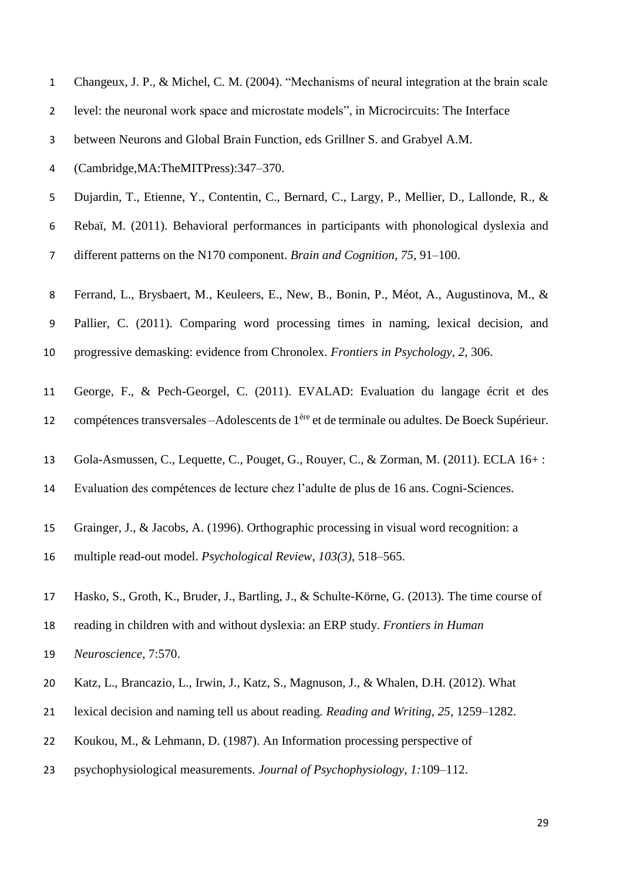Changeux, J. P., & Michel, C. M. (2004). "Mechanisms of neural integration at the brain scale level: the neuronal work space and microstate models", in Microcircuits: The Interface between Neurons and Global Brain Function, eds Grillner S. and Grabyel A.M. (Cambridge,MA:TheMITPress):347–370.

Dujardin, T., Etienne, Y., Contentin, C., Bernard, C., Largy, P., Mellier, D., Lallonde, R., & Rebaï, M. (2011). Behavioral performances in participants with phonological dyslexia and different patterns on the N170 component. *Brain and Cognition, 75*, 91–100.

Ferrand, L., Brysbaert, M., Keuleers, E., New, B., Bonin, P., Méot, A., Augustinova, M., & Pallier, C. (2011). Comparing word processing times in naming, lexical decision, and progressive demasking: evidence from Chronolex. *Frontiers in Psychology, 2*, 306.

George, F., & Pech-Georgel, C. (2011). EVALAD: Evaluation du langage écrit et des compétences transversales –Adolescents de 1ère et de terminale ou adultes. De Boeck Supérieur.

Gola-Asmussen, C., Lequette, C., Pouget, G., Rouyer, C., & Zorman, M. (2011). ECLA 16+ : Evaluation des compétences de lecture chez l'adulte de plus de 16 ans. Cogni-Sciences.

Grainger, J., & Jacobs, A. (1996). Orthographic processing in visual word recognition: a multiple read-out model. *Psychological Review, 103(3)*, 518–565.

Hasko, S., Groth, K., Bruder, J., Bartling, J., & Schulte-Körne, G. (2013). The time course of reading in children with and without dyslexia: an ERP study. *Frontiers in Human Neuroscience*, 7:570.

Katz, L., Brancazio, L., Irwin, J., Katz, S., Magnuson, J., & Whalen, D.H. (2012). What lexical decision and naming tell us about reading. *Reading and Writing, 25*, 1259–1282.

Koukou, M., & Lehmann, D. (1987). An Information processing perspective of psychophysiological measurements. *Journal of Psychophysiology, 1:*109–112.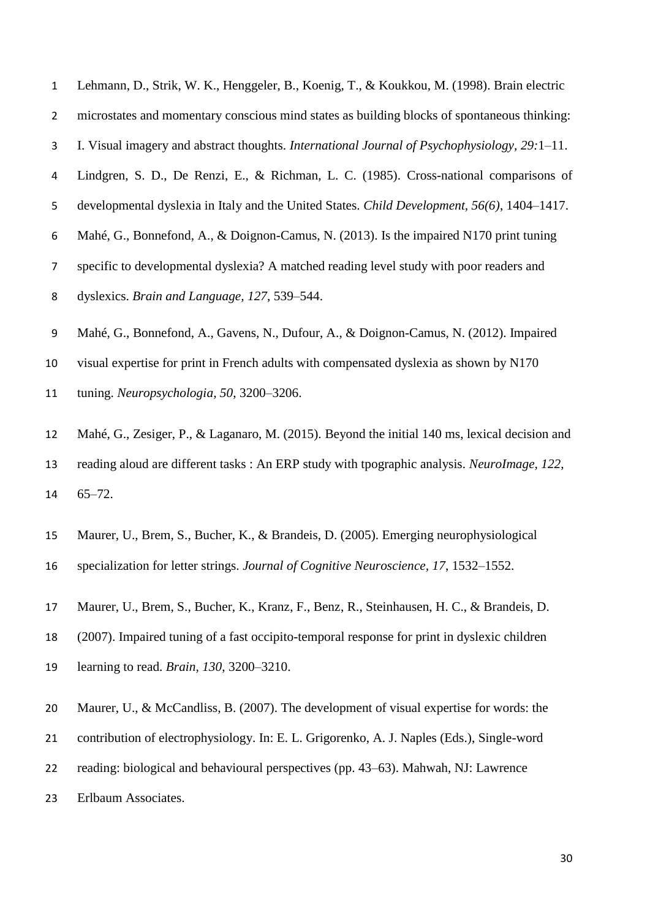Lehmann, D., Strik, W. K., Henggeler, B., Koenig, T., & Koukkou, M. (1998). Brain electric microstates and momentary conscious mind states as building blocks of spontaneous thinking: I. Visual imagery and abstract thoughts. *International Journal of Psychophysiology, 29:*1–11.

Lindgren, S. D., De Renzi, E., & Richman, L. C. (1985). Cross-national comparisons of developmental dyslexia in Italy and the United States. *Child Development, 56(6)*, 1404–1417.

Mahé, G., Bonnefond, A., & Doignon-Camus, N. (2013). Is the impaired N170 print tuning specific to developmental dyslexia? A matched reading level study with poor readers and dyslexics. *Brain and Language, 127*, 539–544.

Mahé, G., Bonnefond, A., Gavens, N., Dufour, A., & Doignon-Camus, N. (2012). Impaired visual expertise for print in French adults with compensated dyslexia as shown by N170 tuning. *Neuropsychologia, 50*, 3200–3206.

Mahé, G., Zesiger, P., & Laganaro, M. (2015). Beyond the initial 140 ms, lexical decision and reading aloud are different tasks : An ERP study with tpographic analysis. *NeuroImage, 122*, 65–72.

Maurer, U., Brem, S., Bucher, K., & Brandeis, D. (2005). Emerging neurophysiological specialization for letter strings. *Journal of Cognitive Neuroscience, 17*, 1532–1552.

Maurer, U., Brem, S., Bucher, K., Kranz, F., Benz, R., Steinhausen, H. C., & Brandeis, D. (2007). Impaired tuning of a fast occipito-temporal response for print in dyslexic children learning to read. *Brain, 130*, 3200–3210.

Maurer, U., & McCandliss, B. (2007). The development of visual expertise for words: the contribution of electrophysiology. In: E. L. Grigorenko, A. J. Naples (Eds.), Single-word reading: biological and behavioural perspectives (pp. 43–63). Mahwah, NJ: Lawrence Erlbaum Associates.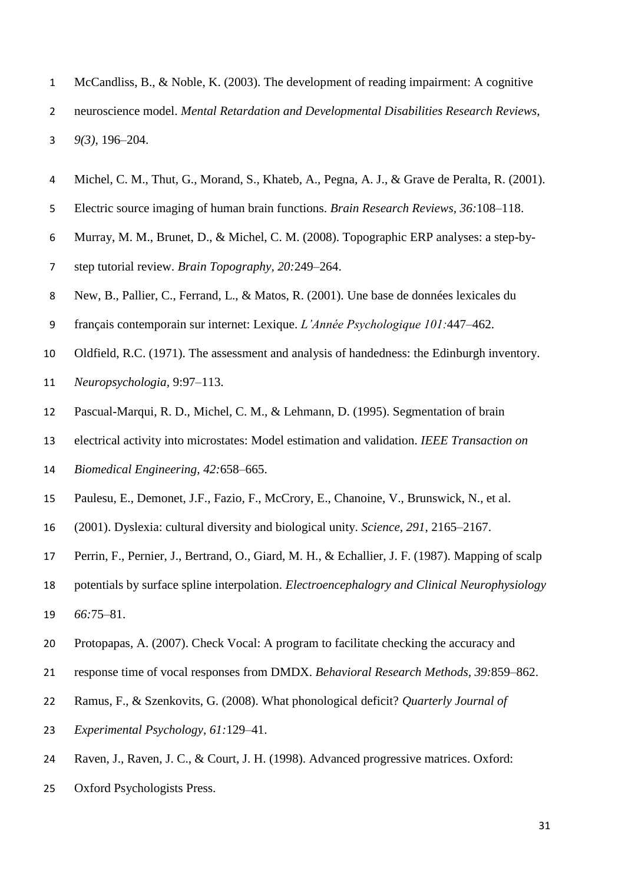McCandliss, B., & Noble, K. (2003). The development of reading impairment: A cognitive neuroscience model. *Mental Retardation and Developmental Disabilities Research Reviews, 9(3)*, 196–204.

Michel, C. M., Thut, G., Morand, S., Khateb, A., Pegna, A. J., & Grave de Peralta, R. (2001). Electric source imaging of human brain functions. *Brain Research Reviews, 36:*108–118.

Murray, M. M., Brunet, D., & Michel, C. M. (2008). Topographic ERP analyses: a step-by-step tutorial review. *Brain Topography, 20:*249–264.

New, B., Pallier, C., Ferrand, L., & Matos, R. (2001). Une base de données lexicales du français contemporain sur internet: Lexique. *L'Année Psychologique 101:*447–462.

Oldfield, R.C. (1971). The assessment and analysis of handedness: the Edinburgh inventory. *Neuropsychologia*, 9:97–113.

Pascual-Marqui, R. D., Michel, C. M., & Lehmann, D. (1995). Segmentation of brain electrical activity into microstates: Model estimation and validation. *IEEE Transaction on Biomedical Engineering, 42:*658–665.

Paulesu, E., Demonet, J.F., Fazio, F., McCrory, E., Chanoine, V., Brunswick, N., et al. (2001). Dyslexia: cultural diversity and biological unity. *Science, 291*, 2165–2167.

Perrin, F., Pernier, J., Bertrand, O., Giard, M. H., & Echallier, J. F. (1987). Mapping of scalp potentials by surface spline interpolation. *Electroencephalogry and Clinical Neurophysiology 66:*75–81.

Protopapas, A. (2007). Check Vocal: A program to facilitate checking the accuracy and response time of vocal responses from DMDX. *Behavioral Research Methods, 39:*859–862.

Ramus, F., & Szenkovits, G. (2008). What phonological deficit? *Quarterly Journal of Experimental Psychology, 61:*129–41.

Raven, J., Raven, J. C., & Court, J. H. (1998). Advanced progressive matrices. Oxford: Oxford Psychologists Press.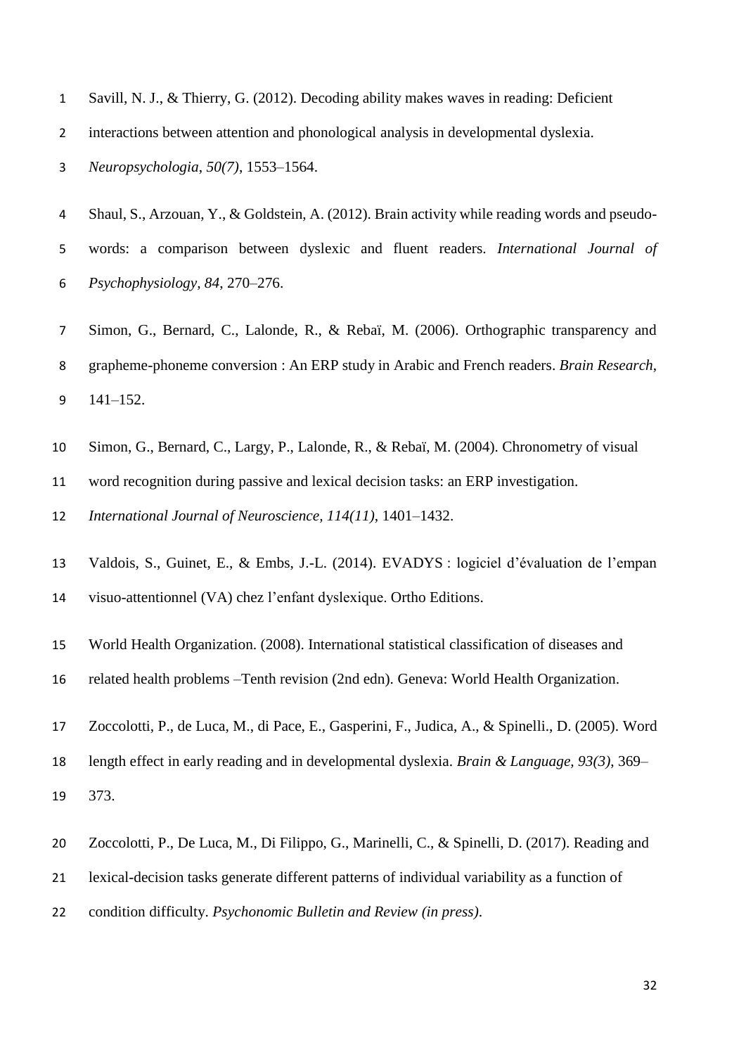Savill, N. J., & Thierry, G. (2012). Decoding ability makes waves in reading: Deficient interactions between attention and phonological analysis in developmental dyslexia. *Neuropsychologia*, *50(7)*, 1553–1564.

Shaul, S., Arzouan, Y., & Goldstein, A. (2012). Brain activity while reading words and pseudo-words: a comparison between dyslexic and fluent readers. *International Journal of Psychophysiology*, *84*, 270–276.

Simon, G., Bernard, C., Lalonde, R., & Rebaï, M. (2006). Orthographic transparency and grapheme-phoneme conversion : An ERP study in Arabic and French readers. *Brain Research*, 141–152.

Simon, G., Bernard, C., Largy, P., Lalonde, R., & Rebaï, M. (2004). Chronometry of visual word recognition during passive and lexical decision tasks: an ERP investigation. *International Journal of Neuroscience, 114(11)*, 1401–1432.

Valdois, S., Guinet, E., & Embs, J.-L. (2014). EVADYS : logiciel d'évaluation de l'empan visuo-attentionnel (VA) chez l'enfant dyslexique. Ortho Editions.

World Health Organization. (2008). International statistical classification of diseases and related health problems –Tenth revision (2nd edn). Geneva: World Health Organization.

Zoccolotti, P., de Luca, M., di Pace, E., Gasperini, F., Judica, A., & Spinelli., D. (2005). Word length effect in early reading and in developmental dyslexia. *Brain & Language, 93(3)*, 369–373.

Zoccolotti, P., De Luca, M., Di Filippo, G., Marinelli, C., & Spinelli, D. (2017). Reading and lexical-decision tasks generate different patterns of individual variability as a function of condition difficulty. *Psychonomic Bulletin and Review (in press)*.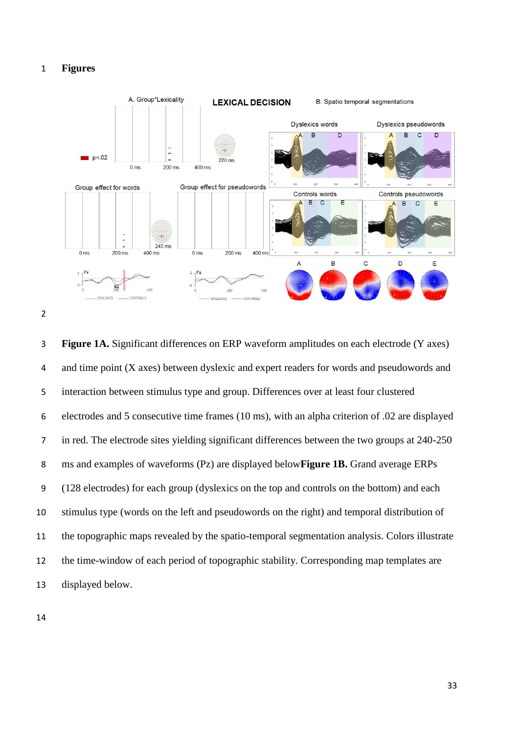# Figures

**Figure 1A.** Significant differences on ERP waveform amplitudes on each electrode (Y axes) and time point (X axes) between dyslexic and expert readers for words and pseudowords and interaction between stimulus type and group. Differences over at least four clustered electrodes and 5 consecutive time frames (10 ms), with an alpha criterion of .02 are displayed in red. The electrode sites yielding significant differences between the two groups at 240-250 ms and examples of waveforms (Pz) are displayed below**Figure 1B.** Grand average ERPs (128 electrodes) for each group (dyslexics on the top and controls on the bottom) and each stimulus type (words on the left and pseudowords on the right) and temporal distribution of the topographic maps revealed by the spatio-temporal segmentation analysis. Colors illustrate the time-window of each period of topographic stability. Corresponding map templates are displayed below.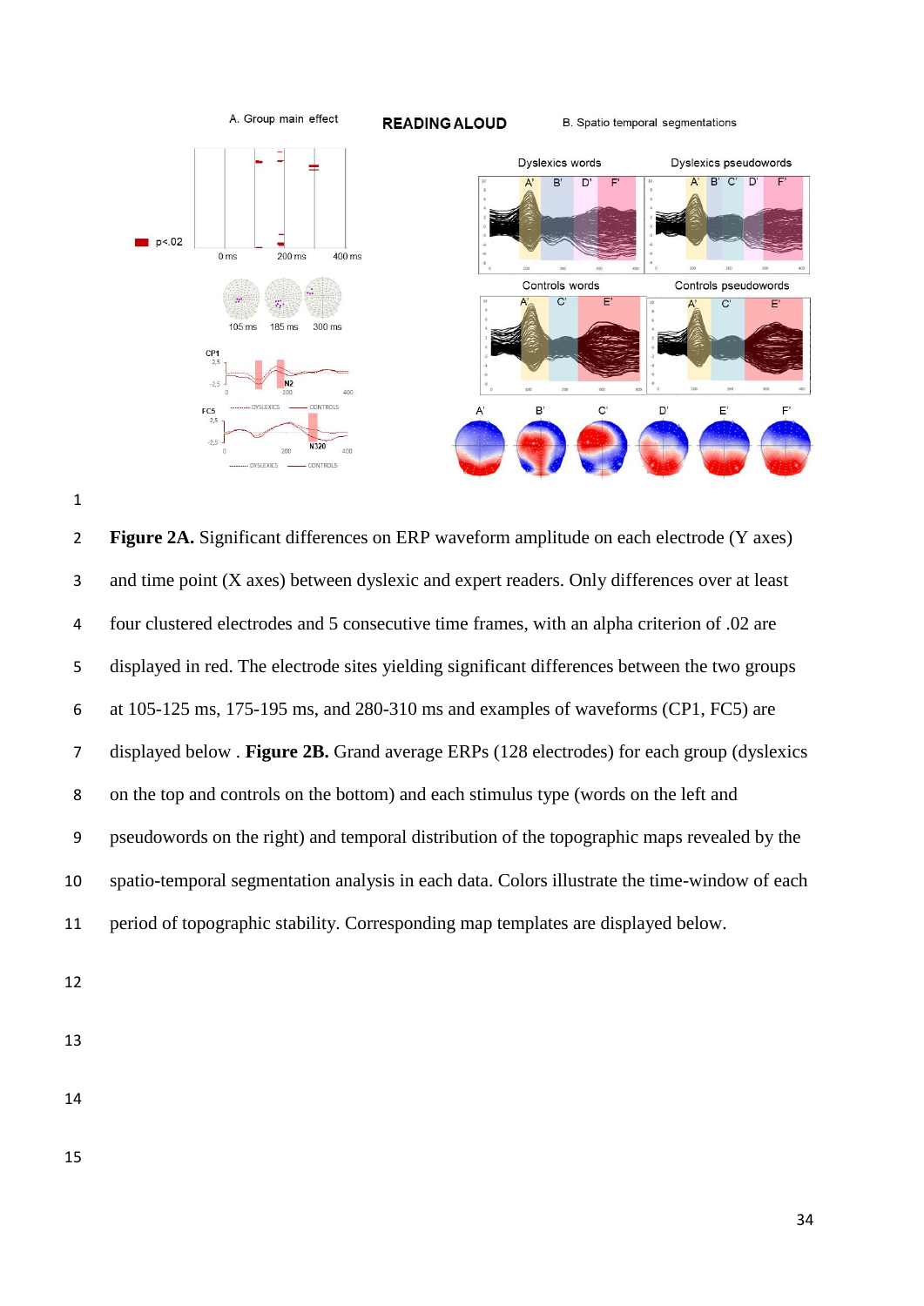**Figure 2A.** Significant differences on ERP waveform amplitude on each electrode (Y axes) and time point (X axes) between dyslexic and expert readers. Only differences over at least four clustered electrodes and 5 consecutive time frames, with an alpha criterion of .02 are displayed in red. The electrode sites yielding significant differences between the two groups at 105-125 ms, 175-195 ms, and 280-310 ms and examples of waveforms (CP1, FC5) are displayed below . **Figure 2B.** Grand average ERPs (128 electrodes) for each group (dyslexics on the top and controls on the bottom) and each stimulus type (words on the left and pseudowords on the right) and temporal distribution of the topographic maps revealed by the spatio-temporal segmentation analysis in each data. Colors illustrate the time-window of each period of topographic stability. Corresponding map templates are displayed below.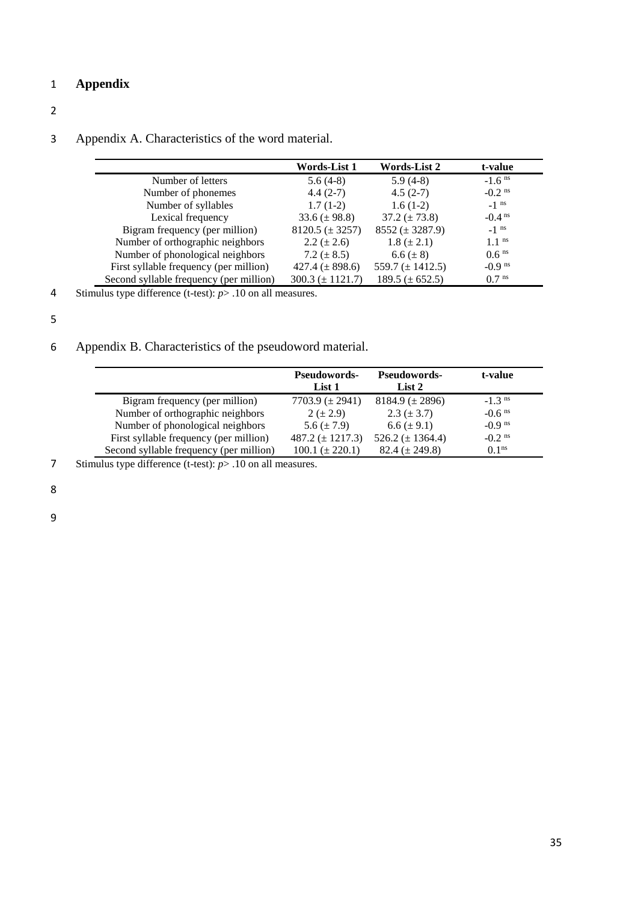# Appendix

Appendix A. Characteristics of the word material.

| | Words-List 1 | Words-List 2 | t-value |
|---|---|---|---|
| Number of letters | 5.6 (4-8) | 5.9 (4-8) | -1.6 $^{ns}$ |
| Number of phonemes | 4.4 (2-7) | 4.5 (2-7) | -0.2 $^{ns}$ |
| Number of syllables | 1.7 (1-2) | 1.6 (1-2) | -1 $^{ns}$ |
| Lexical frequency | 33.6 (± 98.8) | 37.2 (± 73.8) | -0.4 $^{ns}$ |
| Bigram frequency (per million) | 8120.5 (± 3257) | 8552 (± 3287.9) | -1 $^{ns}$ |
| Number of orthographic neighbors | 2.2 (± 2.6) | 1.8 (± 2.1) | 1.1 $^{ns}$ |
| Number of phonological neighbors | 7.2 (± 8.5) | 6.6 (± 8) | 0.6 $^{ns}$ |
| First syllable frequency (per million) | 427.4 (± 898.6) | 559.7 (± 1412.5) | -0.9 $^{ns}$ |
| Second syllable frequency (per million) | 300.3 (± 1121.7) | 189.5 (± 652.5) | 0.7 $^{ns}$ |

Stimulus type difference (t-test): $p > .10$ on all measures.

Appendix B. Characteristics of the pseudoword material.

| | Pseudowords-List 1 | Pseudowords-List 2 | t-value |
|---|---|---|---|
| Bigram frequency (per million) | 7703.9 (± 2941) | 8184.9 (± 2896) | -1.3 $^{ns}$ |
| Number of orthographic neighbors | 2 (± 2.9) | 2.3 (± 3.7) | -0.6 $^{ns}$ |
| Number of phonological neighbors | 5.6 (± 7.9) | 6.6 (± 9.1) | -0.9 $^{ns}$ |
| First syllable frequency (per million) | 487.2 (± 1217.3) | 526.2 (± 1364.4) | -0.2 $^{ns}$ |
| Second syllable frequency (per million) | 100.1 (± 220.1) | 82.4 (± 249.8) | 0.1 $^{ns}$ |

Stimulus type difference (t-test): $p > .10$ on all measures.